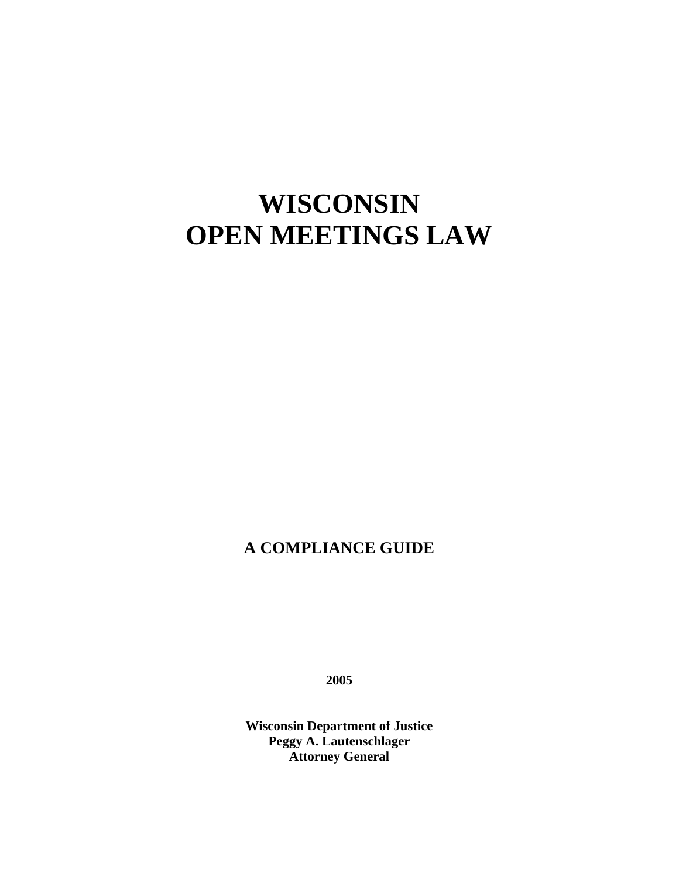# WISCONSIN OPEN MEETINGS LAW

**A COMPLIANCE GUIDE**

**2005**

**Wisconsin Department of Justice**
**Peggy A. Lautenschlager**
**Attorney General**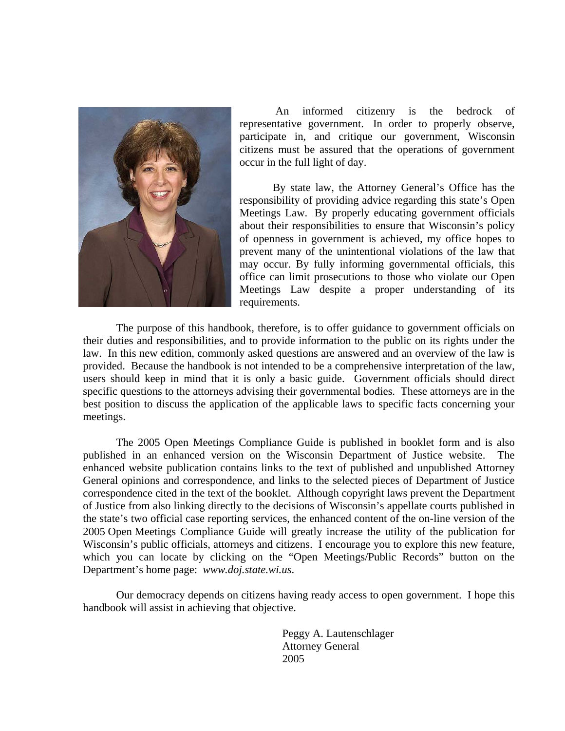An informed citizenry is the bedrock of representative government. In order to properly observe, participate in, and critique our government, Wisconsin citizens must be assured that the operations of government occur in the full light of day.

By state law, the Attorney General's Office has the responsibility of providing advice regarding this state's Open Meetings Law. By properly educating government officials about their responsibilities to ensure that Wisconsin's policy of openness in government is achieved, my office hopes to prevent many of the unintentional violations of the law that may occur. By fully informing governmental officials, this office can limit prosecutions to those who violate our Open Meetings Law despite a proper understanding of its requirements.

The purpose of this handbook, therefore, is to offer guidance to government officials on their duties and responsibilities, and to provide information to the public on its rights under the law. In this new edition, commonly asked questions are answered and an overview of the law is provided. Because the handbook is not intended to be a comprehensive interpretation of the law, users should keep in mind that it is only a basic guide. Government officials should direct specific questions to the attorneys advising their governmental bodies. These attorneys are in the best position to discuss the application of the applicable laws to specific facts concerning your meetings.

The 2005 Open Meetings Compliance Guide is published in booklet form and is also published in an enhanced version on the Wisconsin Department of Justice website. The enhanced website publication contains links to the text of published and unpublished Attorney General opinions and correspondence, and links to the selected pieces of Department of Justice correspondence cited in the text of the booklet. Although copyright laws prevent the Department of Justice from also linking directly to the decisions of Wisconsin's appellate courts published in the state's two official case reporting services, the enhanced content of the on-line version of the 2005 Open Meetings Compliance Guide will greatly increase the utility of the publication for Wisconsin's public officials, attorneys and citizens. I encourage you to explore this new feature, which you can locate by clicking on the "Open Meetings/Public Records" button on the Department's home page: *www.doj.state.wi.us*.

Our democracy depends on citizens having ready access to open government. I hope this handbook will assist in achieving that objective.

Peggy A. Lautenschlager
Attorney General
2005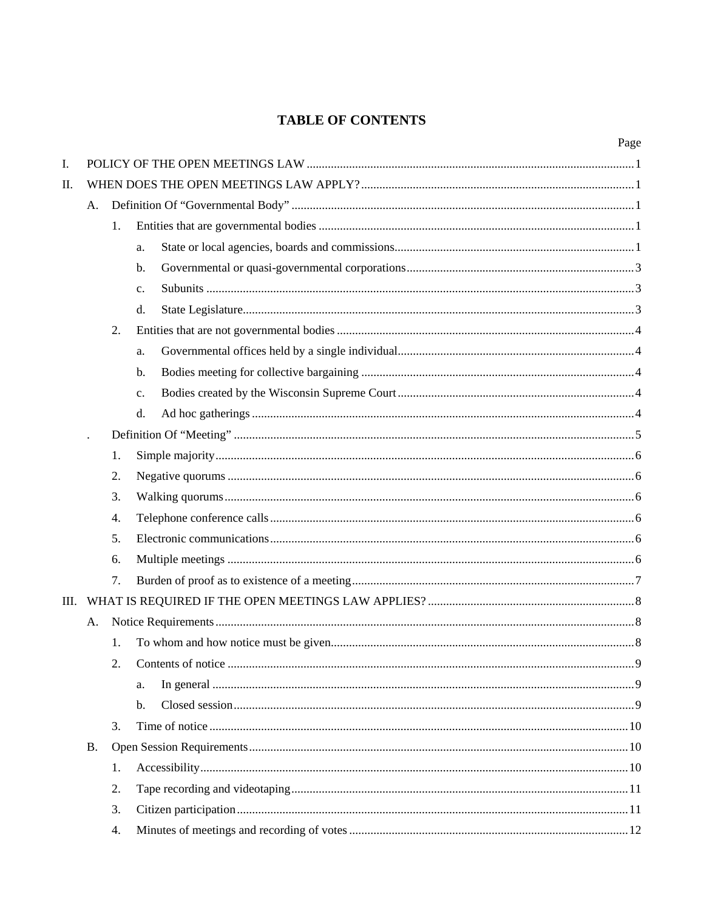# TABLE OF CONTENTS

Page

I. POLICY OF THE OPEN MEETINGS LAW ........................................ 1

II. WHEN DOES THE OPEN MEETINGS LAW APPLY? ........................................ 1

- A. Definition Of "Governmental Body" ........................................ 1
  - 1. Entities that are governmental bodies ........................................ 1
    - a. State or local agencies, boards and commissions ........................................ 1
    - b. Governmental or quasi-governmental corporations ........................................ 3
    - c. Subunits ........................................ 3
    - d. State Legislature ........................................ 3
  - 2. Entities that are not governmental bodies ........................................ 4
    - a. Governmental offices held by a single individual ........................................ 4
    - b. Bodies meeting for collective bargaining ........................................ 4
    - c. Bodies created by the Wisconsin Supreme Court ........................................ 4
    - d. Ad hoc gatherings ........................................ 4
- . Definition Of "Meeting" ........................................ 5
  - 1. Simple majority ........................................ 6
  - 2. Negative quorums ........................................ 6
  - 3. Walking quorums ........................................ 6
  - 4. Telephone conference calls ........................................ 6
  - 5. Electronic communications ........................................ 6
  - 6. Multiple meetings ........................................ 6
  - 7. Burden of proof as to existence of a meeting ........................................ 7

III. WHAT IS REQUIRED IF THE OPEN MEETINGS LAW APPLIES? ........................................ 8

- A. Notice Requirements ........................................ 8
  - 1. To whom and how notice must be given ........................................ 8
  - 2. Contents of notice ........................................ 9
    - a. In general ........................................ 9
    - b. Closed session ........................................ 9
  - 3. Time of notice ........................................ 10
- B. Open Session Requirements ........................................ 10
  - 1. Accessibility ........................................ 10
  - 2. Tape recording and videotaping ........................................ 11
  - 3. Citizen participation ........................................ 11
  - 4. Minutes of meetings and recording of votes ........................................ 12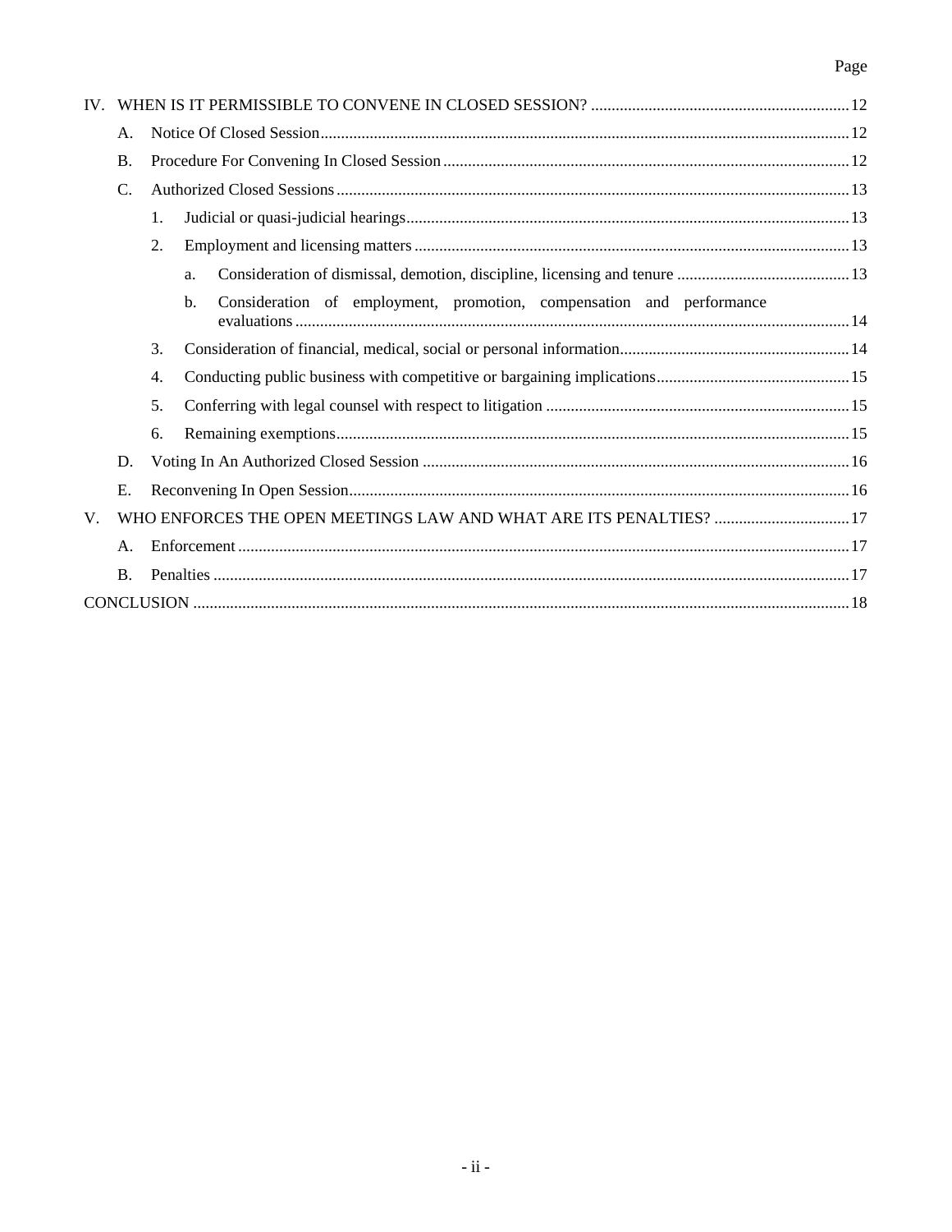| | Page |
|---|---|
| IV. WHEN IS IT PERMISSIBLE TO CONVENE IN CLOSED SESSION? | 12 |
| A. Notice Of Closed Session | 12 |
| B. Procedure For Convening In Closed Session | 12 |
| C. Authorized Closed Sessions | 13 |
| 1. Judicial or quasi-judicial hearings | 13 |
| 2. Employment and licensing matters | 13 |
| a. Consideration of dismissal, demotion, discipline, licensing and tenure | 13 |
| b. Consideration of employment, promotion, compensation and performance evaluations | 14 |
| 3. Consideration of financial, medical, social or personal information | 14 |
| 4. Conducting public business with competitive or bargaining implications | 15 |
| 5. Conferring with legal counsel with respect to litigation | 15 |
| 6. Remaining exemptions | 15 |
| D. Voting In An Authorized Closed Session | 16 |
| E. Reconvening In Open Session | 16 |
| V. WHO ENFORCES THE OPEN MEETINGS LAW AND WHAT ARE ITS PENALTIES? | 17 |
| A. Enforcement | 17 |
| B. Penalties | 17 |
| CONCLUSION | 18 |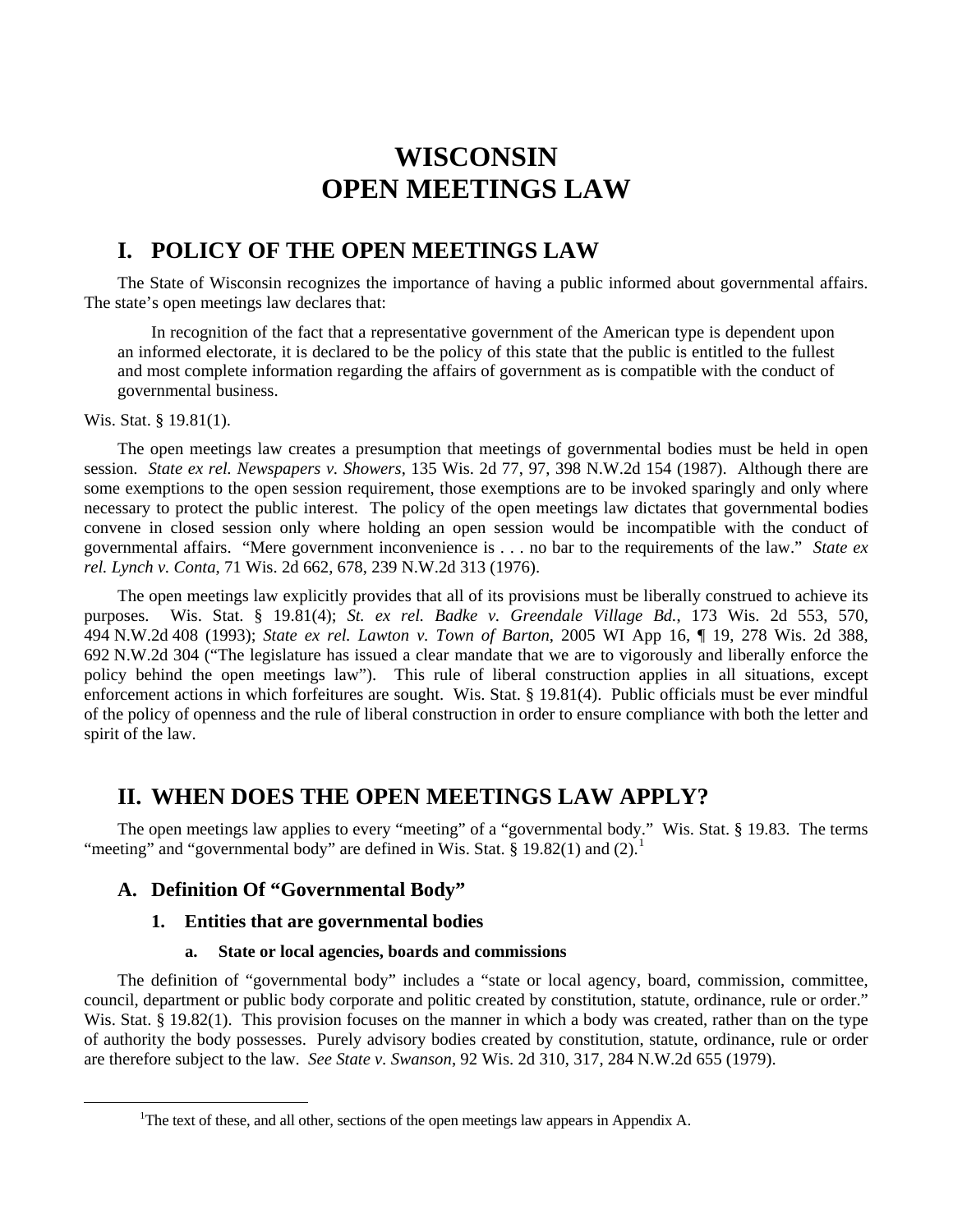# WISCONSIN OPEN MEETINGS LAW

## I. POLICY OF THE OPEN MEETINGS LAW

The State of Wisconsin recognizes the importance of having a public informed about governmental affairs. The state's open meetings law declares that:

> In recognition of the fact that a representative government of the American type is dependent upon an informed electorate, it is declared to be the policy of this state that the public is entitled to the fullest and most complete information regarding the affairs of government as is compatible with the conduct of governmental business.

Wis. Stat. § 19.81(1).

The open meetings law creates a presumption that meetings of governmental bodies must be held in open session. *State ex rel. Newspapers v. Showers*, 135 Wis. 2d 77, 97, 398 N.W.2d 154 (1987). Although there are some exemptions to the open session requirement, those exemptions are to be invoked sparingly and only where necessary to protect the public interest. The policy of the open meetings law dictates that governmental bodies convene in closed session only where holding an open session would be incompatible with the conduct of governmental affairs. "Mere government inconvenience is . . . no bar to the requirements of the law." *State ex rel. Lynch v. Conta*, 71 Wis. 2d 662, 678, 239 N.W.2d 313 (1976).

The open meetings law explicitly provides that all of its provisions must be liberally construed to achieve its purposes. Wis. Stat. § 19.81(4); *St. ex rel. Badke v. Greendale Village Bd.*, 173 Wis. 2d 553, 570, 494 N.W.2d 408 (1993); *State ex rel. Lawton v. Town of Barton*, 2005 WI App 16, ¶ 19, 278 Wis. 2d 388, 692 N.W.2d 304 ("The legislature has issued a clear mandate that we are to vigorously and liberally enforce the policy behind the open meetings law"). This rule of liberal construction applies in all situations, except enforcement actions in which forfeitures are sought. Wis. Stat. § 19.81(4). Public officials must be ever mindful of the policy of openness and the rule of liberal construction in order to ensure compliance with both the letter and spirit of the law.

## II. WHEN DOES THE OPEN MEETINGS LAW APPLY?

The open meetings law applies to every "meeting" of a "governmental body." Wis. Stat. § 19.83. The terms "meeting" and "governmental body" are defined in Wis. Stat. § 19.82(1) and (2).[1]

### A. Definition Of "Governmental Body"

#### 1. Entities that are governmental bodies

##### a. State or local agencies, boards and commissions

The definition of "governmental body" includes a "state or local agency, board, commission, committee, council, department or public body corporate and politic created by constitution, statute, ordinance, rule or order." Wis. Stat. § 19.82(1). This provision focuses on the manner in which a body was created, rather than on the type of authority the body possesses. Purely advisory bodies created by constitution, statute, ordinance, rule or order are therefore subject to the law. *See State v. Swanson*, 92 Wis. 2d 310, 317, 284 N.W.2d 655 (1979).

---

[1] The text of these, and all other, sections of the open meetings law appears in Appendix A.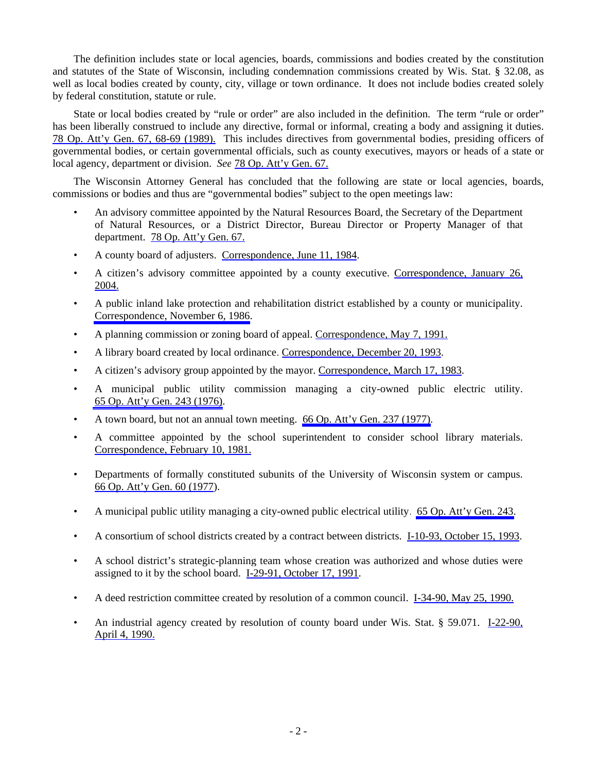The definition includes state or local agencies, boards, commissions and bodies created by the constitution and statutes of the State of Wisconsin, including condemnation commissions created by Wis. Stat. § 32.08, as well as local bodies created by county, city, village or town ordinance. It does not include bodies created solely by federal constitution, statute or rule.

State or local bodies created by "rule or order" are also included in the definition. The term "rule or order" has been liberally construed to include any directive, formal or informal, creating a body and assigning it duties. 78 Op. Att'y Gen. 67, 68-69 (1989). This includes directives from governmental bodies, presiding officers of governmental bodies, or certain governmental officials, such as county executives, mayors or heads of a state or local agency, department or division. *See* 78 Op. Att'y Gen. 67.

The Wisconsin Attorney General has concluded that the following are state or local agencies, boards, commissions or bodies and thus are "governmental bodies" subject to the open meetings law:

- An advisory committee appointed by the Natural Resources Board, the Secretary of the Department of Natural Resources, or a District Director, Bureau Director or Property Manager of that department. 78 Op. Att'y Gen. 67.
- A county board of adjusters. Correspondence, June 11, 1984.
- A citizen's advisory committee appointed by a county executive. Correspondence, January 26, 2004.
- A public inland lake protection and rehabilitation district established by a county or municipality. Correspondence, November 6, 1986.
- A planning commission or zoning board of appeal. Correspondence, May 7, 1991.
- A library board created by local ordinance. Correspondence, December 20, 1993.
- A citizen's advisory group appointed by the mayor. Correspondence, March 17, 1983.
- A municipal public utility commission managing a city-owned public electric utility. 65 Op. Att'y Gen. 243 (1976).
- A town board, but not an annual town meeting. 66 Op. Att'y Gen. 237 (1977).
- A committee appointed by the school superintendent to consider school library materials. Correspondence, February 10, 1981.
- Departments of formally constituted subunits of the University of Wisconsin system or campus. 66 Op. Att'y Gen. 60 (1977).
- A municipal public utility managing a city-owned public electrical utility. 65 Op. Att'y Gen. 243.
- A consortium of school districts created by a contract between districts. I-10-93, October 15, 1993.
- A school district's strategic-planning team whose creation was authorized and whose duties were assigned to it by the school board. I-29-91, October 17, 1991.
- A deed restriction committee created by resolution of a common council. I-34-90, May 25, 1990.
- An industrial agency created by resolution of county board under Wis. Stat. § 59.071. I-22-90, April 4, 1990.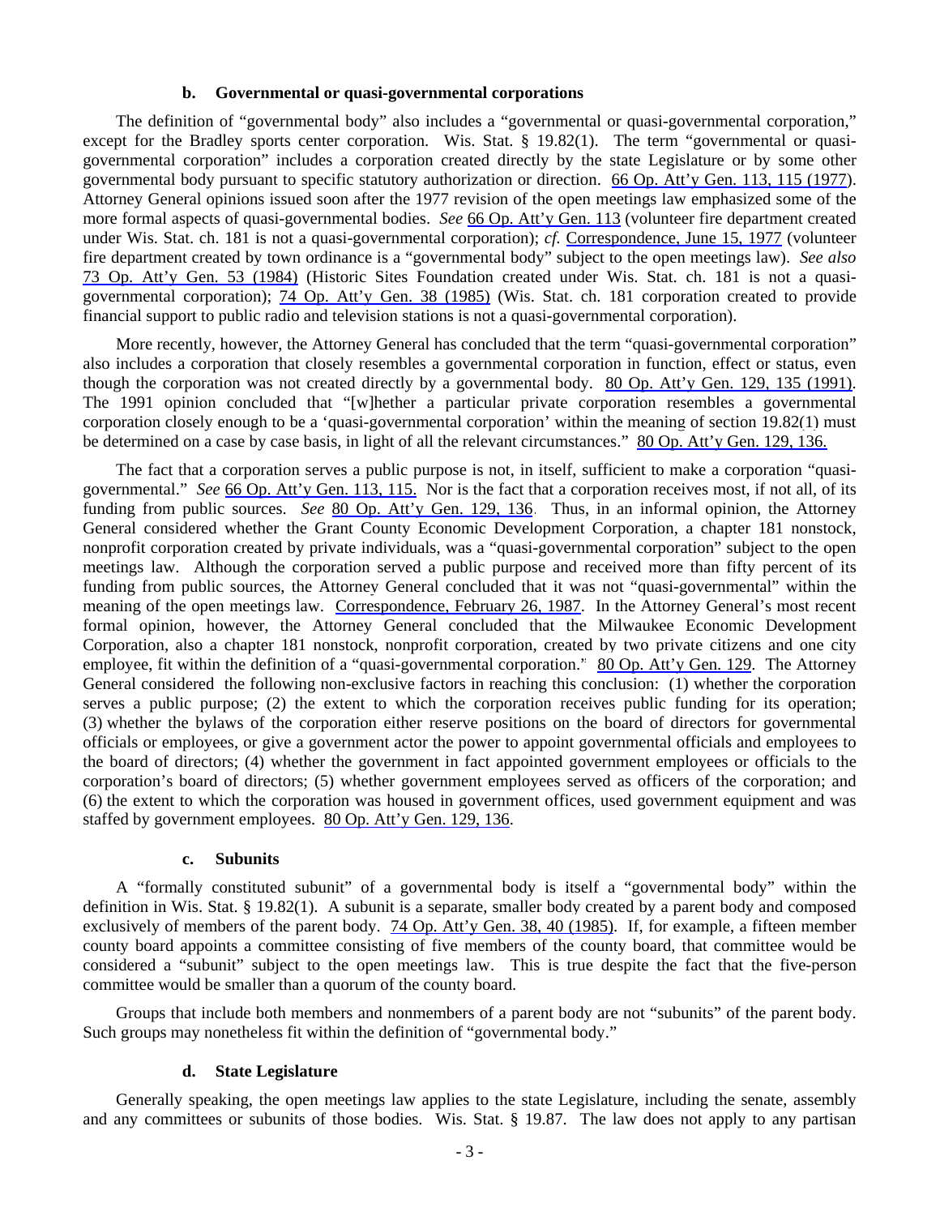#### b. Governmental or quasi-governmental corporations

The definition of "governmental body" also includes a "governmental or quasi-governmental corporation," except for the Bradley sports center corporation. Wis. Stat. § 19.82(1). The term "governmental or quasi-governmental corporation" includes a corporation created directly by the state Legislature or by some other governmental body pursuant to specific statutory authorization or direction. 66 Op. Att'y Gen. 113, 115 (1977). Attorney General opinions issued soon after the 1977 revision of the open meetings law emphasized some of the more formal aspects of quasi-governmental bodies. *See* 66 Op. Att'y Gen. 113 (volunteer fire department created under Wis. Stat. ch. 181 is not a quasi-governmental corporation); *cf.* Correspondence, June 15, 1977 (volunteer fire department created by town ordinance is a "governmental body" subject to the open meetings law). *See also* 73 Op. Att'y Gen. 53 (1984) (Historic Sites Foundation created under Wis. Stat. ch. 181 is not a quasi-governmental corporation); 74 Op. Att'y Gen. 38 (1985) (Wis. Stat. ch. 181 corporation created to provide financial support to public radio and television stations is not a quasi-governmental corporation).

More recently, however, the Attorney General has concluded that the term "quasi-governmental corporation" also includes a corporation that closely resembles a governmental corporation in function, effect or status, even though the corporation was not created directly by a governmental body. 80 Op. Att'y Gen. 129, 135 (1991). The 1991 opinion concluded that "[w]hether a particular private corporation resembles a governmental corporation closely enough to be a 'quasi-governmental corporation' within the meaning of section 19.82(1) must be determined on a case by case basis, in light of all the relevant circumstances." 80 Op. Att'y Gen. 129, 136.

The fact that a corporation serves a public purpose is not, in itself, sufficient to make a corporation "quasi-governmental." *See* 66 Op. Att'y Gen. 113, 115. Nor is the fact that a corporation receives most, if not all, of its funding from public sources. *See* 80 Op. Att'y Gen. 129, 136. Thus, in an informal opinion, the Attorney General considered whether the Grant County Economic Development Corporation, a chapter 181 nonstock, nonprofit corporation created by private individuals, was a "quasi-governmental corporation" subject to the open meetings law. Although the corporation served a public purpose and received more than fifty percent of its funding from public sources, the Attorney General concluded that it was not "quasi-governmental" within the meaning of the open meetings law. Correspondence, February 26, 1987. In the Attorney General's most recent formal opinion, however, the Attorney General concluded that the Milwaukee Economic Development Corporation, also a chapter 181 nonstock, nonprofit corporation, created by two private citizens and one city employee, fit within the definition of a "quasi-governmental corporation." 80 Op. Att'y Gen. 129. The Attorney General considered the following non-exclusive factors in reaching this conclusion: (1) whether the corporation serves a public purpose; (2) the extent to which the corporation receives public funding for its operation; (3) whether the bylaws of the corporation either reserve positions on the board of directors for governmental officials or employees, or give a government actor the power to appoint governmental officials and employees to the board of directors; (4) whether the government in fact appointed government employees or officials to the corporation's board of directors; (5) whether government employees served as officers of the corporation; and (6) the extent to which the corporation was housed in government offices, used government equipment and was staffed by government employees. 80 Op. Att'y Gen. 129, 136.

#### c. Subunits

A "formally constituted subunit" of a governmental body is itself a "governmental body" within the definition in Wis. Stat. § 19.82(1). A subunit is a separate, smaller body created by a parent body and composed exclusively of members of the parent body. 74 Op. Att'y Gen. 38, 40 (1985). If, for example, a fifteen member county board appoints a committee consisting of five members of the county board, that committee would be considered a "subunit" subject to the open meetings law. This is true despite the fact that the five-person committee would be smaller than a quorum of the county board.

Groups that include both members and nonmembers of a parent body are not "subunits" of the parent body. Such groups may nonetheless fit within the definition of "governmental body."

#### d. State Legislature

Generally speaking, the open meetings law applies to the state Legislature, including the senate, assembly and any committees or subunits of those bodies. Wis. Stat. § 19.87. The law does not apply to any partisan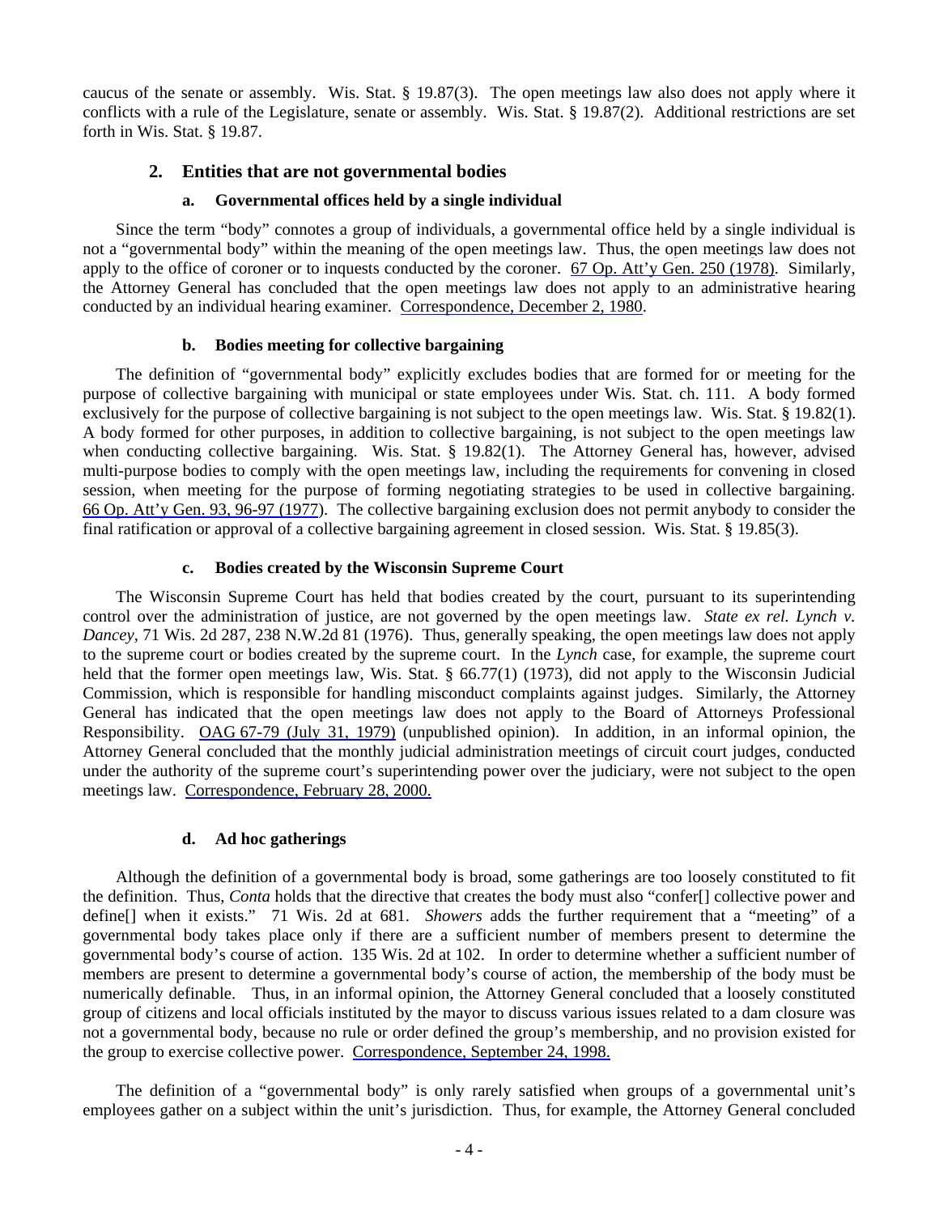caucus of the senate or assembly. Wis. Stat. § 19.87(3). The open meetings law also does not apply where it conflicts with a rule of the Legislature, senate or assembly. Wis. Stat. § 19.87(2). Additional restrictions are set forth in Wis. Stat. § 19.87.

### 2. Entities that are not governmental bodies

#### a. Governmental offices held by a single individual

Since the term "body" connotes a group of individuals, a governmental office held by a single individual is not a "governmental body" within the meaning of the open meetings law. Thus, the open meetings law does not apply to the office of coroner or to inquests conducted by the coroner. 67 Op. Att'y Gen. 250 (1978). Similarly, the Attorney General has concluded that the open meetings law does not apply to an administrative hearing conducted by an individual hearing examiner. Correspondence, December 2, 1980.

#### b. Bodies meeting for collective bargaining

The definition of "governmental body" explicitly excludes bodies that are formed for or meeting for the purpose of collective bargaining with municipal or state employees under Wis. Stat. ch. 111. A body formed exclusively for the purpose of collective bargaining is not subject to the open meetings law. Wis. Stat. § 19.82(1). A body formed for other purposes, in addition to collective bargaining, is not subject to the open meetings law when conducting collective bargaining. Wis. Stat. § 19.82(1). The Attorney General has, however, advised multi-purpose bodies to comply with the open meetings law, including the requirements for convening in closed session, when meeting for the purpose of forming negotiating strategies to be used in collective bargaining. 66 Op. Att'y Gen. 93, 96-97 (1977). The collective bargaining exclusion does not permit anybody to consider the final ratification or approval of a collective bargaining agreement in closed session. Wis. Stat. § 19.85(3).

#### c. Bodies created by the Wisconsin Supreme Court

The Wisconsin Supreme Court has held that bodies created by the court, pursuant to its superintending control over the administration of justice, are not governed by the open meetings law. *State ex rel. Lynch v. Dancey*, 71 Wis. 2d 287, 238 N.W.2d 81 (1976). Thus, generally speaking, the open meetings law does not apply to the supreme court or bodies created by the supreme court. In the *Lynch* case, for example, the supreme court held that the former open meetings law, Wis. Stat. § 66.77(1) (1973), did not apply to the Wisconsin Judicial Commission, which is responsible for handling misconduct complaints against judges. Similarly, the Attorney General has indicated that the open meetings law does not apply to the Board of Attorneys Professional Responsibility. OAG 67-79 (July 31, 1979) (unpublished opinion). In addition, in an informal opinion, the Attorney General concluded that the monthly judicial administration meetings of circuit court judges, conducted under the authority of the supreme court's superintending power over the judiciary, were not subject to the open meetings law. Correspondence, February 28, 2000.

#### d. Ad hoc gatherings

Although the definition of a governmental body is broad, some gatherings are too loosely constituted to fit the definition. Thus, *Conta* holds that the directive that creates the body must also "confer[] collective power and define[] when it exists." 71 Wis. 2d at 681. *Showers* adds the further requirement that a "meeting" of a governmental body takes place only if there are a sufficient number of members present to determine the governmental body's course of action. 135 Wis. 2d at 102. In order to determine whether a sufficient number of members are present to determine a governmental body's course of action, the membership of the body must be numerically definable. Thus, in an informal opinion, the Attorney General concluded that a loosely constituted group of citizens and local officials instituted by the mayor to discuss various issues related to a dam closure was not a governmental body, because no rule or order defined the group's membership, and no provision existed for the group to exercise collective power. Correspondence, September 24, 1998.

The definition of a "governmental body" is only rarely satisfied when groups of a governmental unit's employees gather on a subject within the unit's jurisdiction. Thus, for example, the Attorney General concluded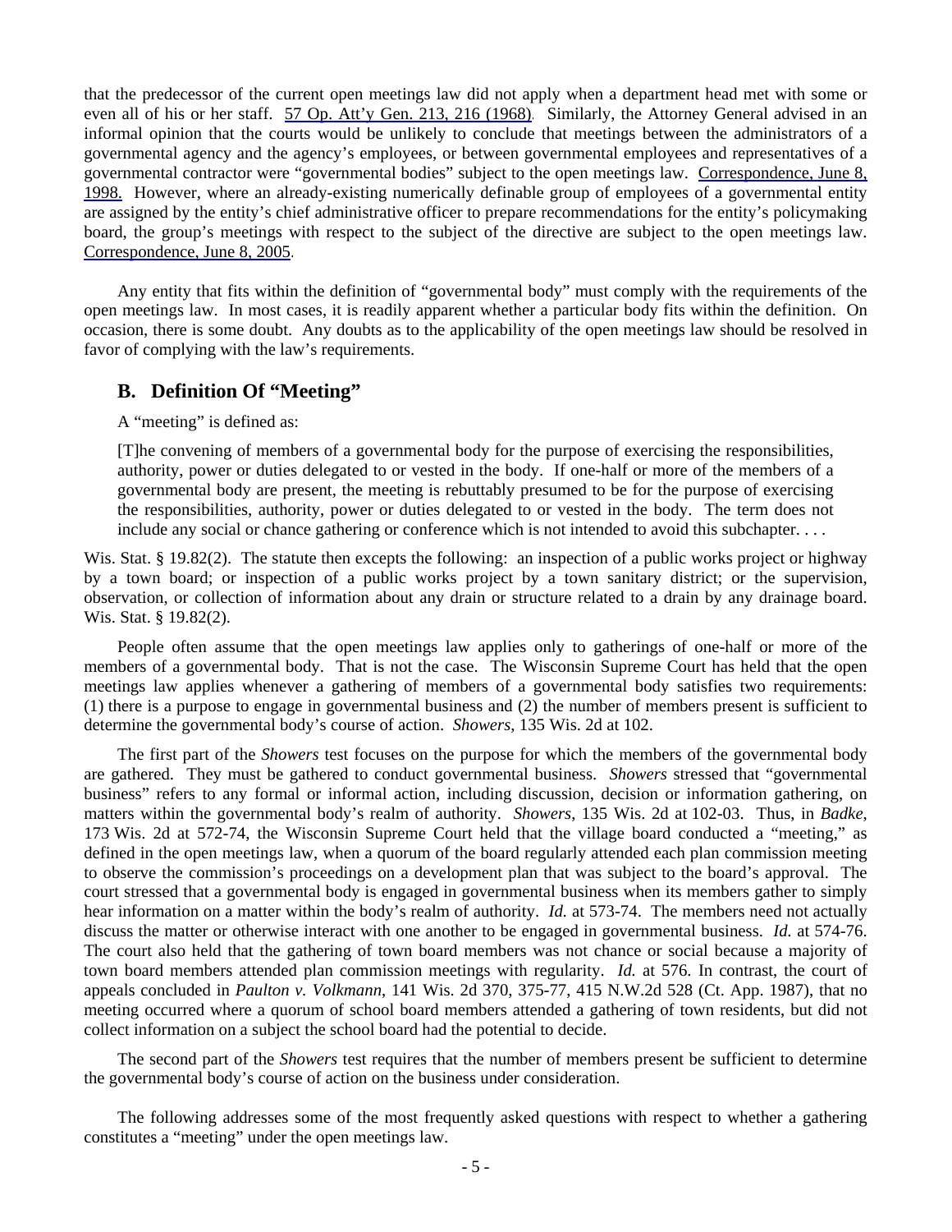that the predecessor of the current open meetings law did not apply when a department head met with some or even all of his or her staff. 57 Op. Att'y Gen. 213, 216 (1968). Similarly, the Attorney General advised in an informal opinion that the courts would be unlikely to conclude that meetings between the administrators of a governmental agency and the agency's employees, or between governmental employees and representatives of a governmental contractor were "governmental bodies" subject to the open meetings law. Correspondence, June 8, 1998. However, where an already-existing numerically definable group of employees of a governmental entity are assigned by the entity's chief administrative officer to prepare recommendations for the entity's policymaking board, the group's meetings with respect to the subject of the directive are subject to the open meetings law. Correspondence, June 8, 2005.

Any entity that fits within the definition of "governmental body" must comply with the requirements of the open meetings law. In most cases, it is readily apparent whether a particular body fits within the definition. On occasion, there is some doubt. Any doubts as to the applicability of the open meetings law should be resolved in favor of complying with the law's requirements.

## B. Definition Of "Meeting"

A "meeting" is defined as:

> [T]he convening of members of a governmental body for the purpose of exercising the responsibilities, authority, power or duties delegated to or vested in the body. If one-half or more of the members of a governmental body are present, the meeting is rebuttably presumed to be for the purpose of exercising the responsibilities, authority, power or duties delegated to or vested in the body. The term does not include any social or chance gathering or conference which is not intended to avoid this subchapter. . . .

Wis. Stat. § 19.82(2). The statute then excepts the following: an inspection of a public works project or highway by a town board; or inspection of a public works project by a town sanitary district; or the supervision, observation, or collection of information about any drain or structure related to a drain by any drainage board. Wis. Stat. § 19.82(2).

People often assume that the open meetings law applies only to gatherings of one-half or more of the members of a governmental body. That is not the case. The Wisconsin Supreme Court has held that the open meetings law applies whenever a gathering of members of a governmental body satisfies two requirements: (1) there is a purpose to engage in governmental business and (2) the number of members present is sufficient to determine the governmental body's course of action. *Showers*, 135 Wis. 2d at 102.

The first part of the *Showers* test focuses on the purpose for which the members of the governmental body are gathered. They must be gathered to conduct governmental business. *Showers* stressed that "governmental business" refers to any formal or informal action, including discussion, decision or information gathering, on matters within the governmental body's realm of authority. *Showers*, 135 Wis. 2d at 102-03. Thus, in *Badke*, 173 Wis. 2d at 572-74, the Wisconsin Supreme Court held that the village board conducted a "meeting," as defined in the open meetings law, when a quorum of the board regularly attended each plan commission meeting to observe the commission's proceedings on a development plan that was subject to the board's approval. The court stressed that a governmental body is engaged in governmental business when its members gather to simply hear information on a matter within the body's realm of authority. *Id.* at 573-74. The members need not actually discuss the matter or otherwise interact with one another to be engaged in governmental business. *Id.* at 574-76. The court also held that the gathering of town board members was not chance or social because a majority of town board members attended plan commission meetings with regularity. *Id.* at 576. In contrast, the court of appeals concluded in *Paulton v. Volkmann*, 141 Wis. 2d 370, 375-77, 415 N.W.2d 528 (Ct. App. 1987), that no meeting occurred where a quorum of school board members attended a gathering of town residents, but did not collect information on a subject the school board had the potential to decide.

The second part of the *Showers* test requires that the number of members present be sufficient to determine the governmental body's course of action on the business under consideration.

The following addresses some of the most frequently asked questions with respect to whether a gathering constitutes a "meeting" under the open meetings law.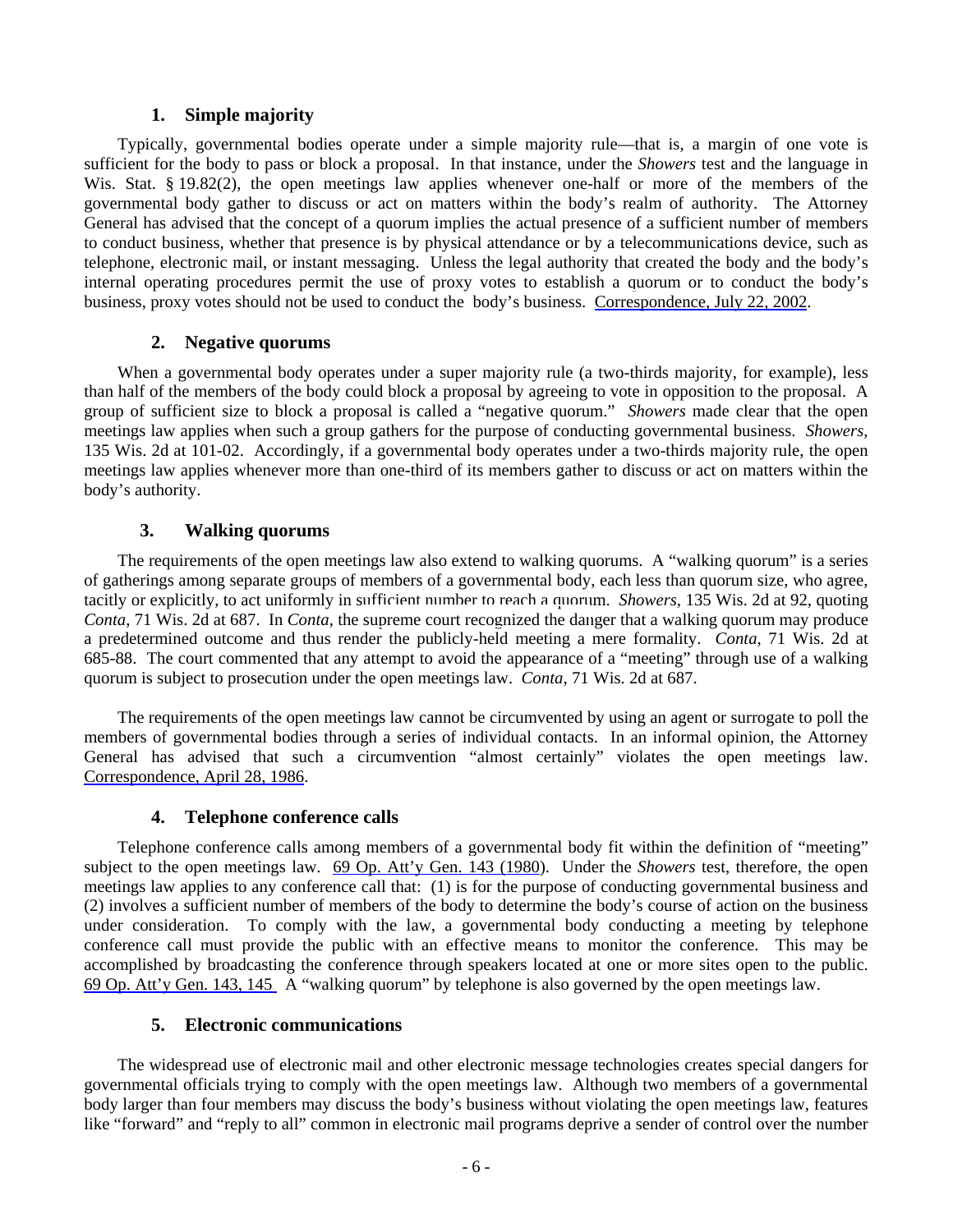### 1. Simple majority

Typically, governmental bodies operate under a simple majority rule—that is, a margin of one vote is sufficient for the body to pass or block a proposal. In that instance, under the *Showers* test and the language in Wis. Stat. § 19.82(2), the open meetings law applies whenever one-half or more of the members of the governmental body gather to discuss or act on matters within the body's realm of authority. The Attorney General has advised that the concept of a quorum implies the actual presence of a sufficient number of members to conduct business, whether that presence is by physical attendance or by a telecommunications device, such as telephone, electronic mail, or instant messaging. Unless the legal authority that created the body and the body's internal operating procedures permit the use of proxy votes to establish a quorum or to conduct the body's business, proxy votes should not be used to conduct the body's business. Correspondence, July 22, 2002.

### 2. Negative quorums

When a governmental body operates under a super majority rule (a two-thirds majority, for example), less than half of the members of the body could block a proposal by agreeing to vote in opposition to the proposal. A group of sufficient size to block a proposal is called a "negative quorum." *Showers* made clear that the open meetings law applies when such a group gathers for the purpose of conducting governmental business. *Showers*, 135 Wis. 2d at 101-02. Accordingly, if a governmental body operates under a two-thirds majority rule, the open meetings law applies whenever more than one-third of its members gather to discuss or act on matters within the body's authority.

### 3. Walking quorums

The requirements of the open meetings law also extend to walking quorums. A "walking quorum" is a series of gatherings among separate groups of members of a governmental body, each less than quorum size, who agree, tacitly or explicitly, to act uniformly in sufficient number to reach a quorum. *Showers*, 135 Wis. 2d at 92, quoting *Conta*, 71 Wis. 2d at 687. In *Conta*, the supreme court recognized the danger that a walking quorum may produce a predetermined outcome and thus render the publicly-held meeting a mere formality. *Conta*, 71 Wis. 2d at 685-88. The court commented that any attempt to avoid the appearance of a "meeting" through use of a walking quorum is subject to prosecution under the open meetings law. *Conta*, 71 Wis. 2d at 687.

The requirements of the open meetings law cannot be circumvented by using an agent or surrogate to poll the members of governmental bodies through a series of individual contacts. In an informal opinion, the Attorney General has advised that such a circumvention "almost certainly" violates the open meetings law. Correspondence, April 28, 1986.

### 4. Telephone conference calls

Telephone conference calls among members of a governmental body fit within the definition of "meeting" subject to the open meetings law. 69 Op. Att'y Gen. 143 (1980). Under the *Showers* test, therefore, the open meetings law applies to any conference call that: (1) is for the purpose of conducting governmental business and (2) involves a sufficient number of members of the body to determine the body's course of action on the business under consideration. To comply with the law, a governmental body conducting a meeting by telephone conference call must provide the public with an effective means to monitor the conference. This may be accomplished by broadcasting the conference through speakers located at one or more sites open to the public. 69 Op. Att'y Gen. 143, 145 A "walking quorum" by telephone is also governed by the open meetings law.

### 5. Electronic communications

The widespread use of electronic mail and other electronic message technologies creates special dangers for governmental officials trying to comply with the open meetings law. Although two members of a governmental body larger than four members may discuss the body's business without violating the open meetings law, features like "forward" and "reply to all" common in electronic mail programs deprive a sender of control over the number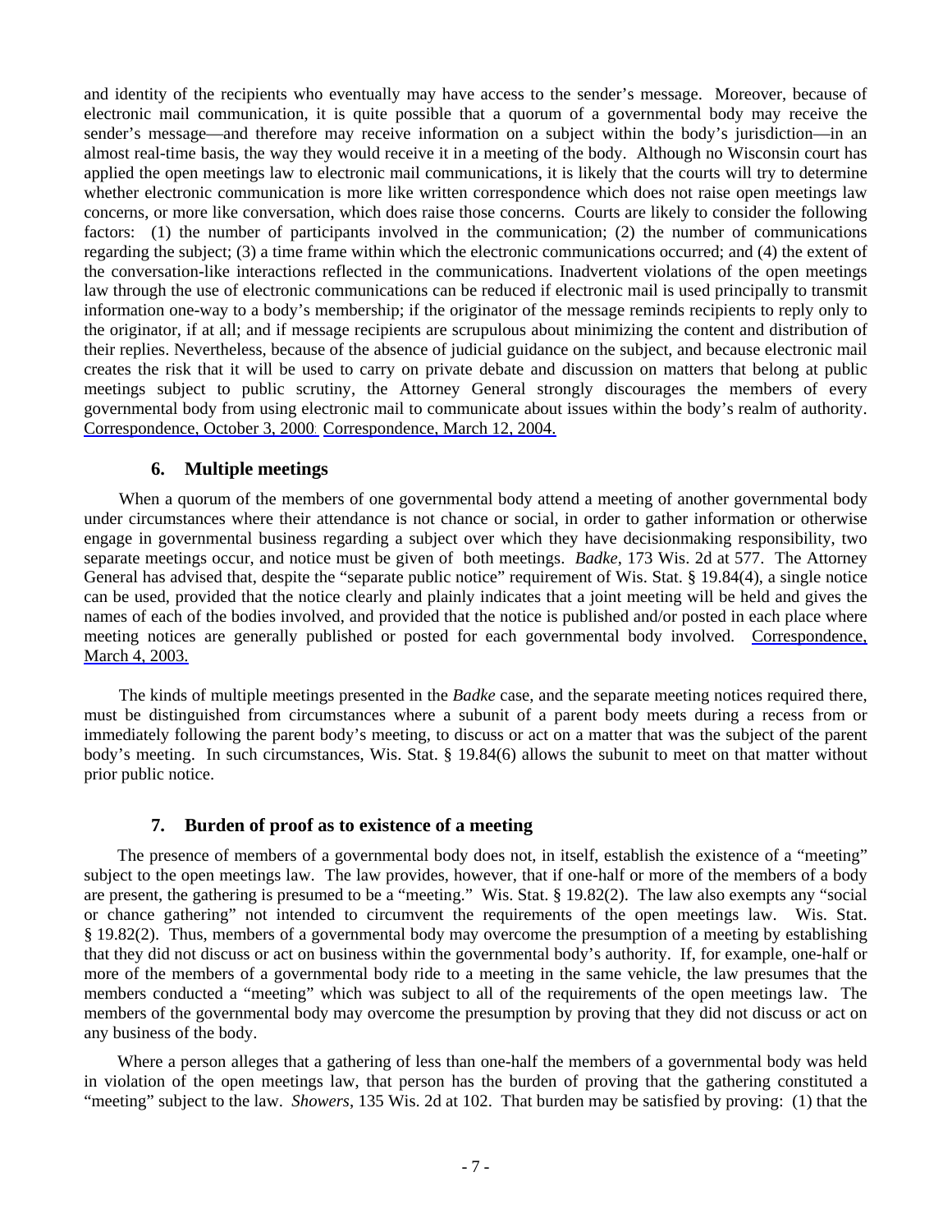and identity of the recipients who eventually may have access to the sender's message. Moreover, because of electronic mail communication, it is quite possible that a quorum of a governmental body may receive the sender's message—and therefore may receive information on a subject within the body's jurisdiction—in an almost real-time basis, the way they would receive it in a meeting of the body. Although no Wisconsin court has applied the open meetings law to electronic mail communications, it is likely that the courts will try to determine whether electronic communication is more like written correspondence which does not raise open meetings law concerns, or more like conversation, which does raise those concerns. Courts are likely to consider the following factors: (1) the number of participants involved in the communication; (2) the number of communications regarding the subject; (3) a time frame within which the electronic communications occurred; and (4) the extent of the conversation-like interactions reflected in the communications. Inadvertent violations of the open meetings law through the use of electronic communications can be reduced if electronic mail is used principally to transmit information one-way to a body's membership; if the originator of the message reminds recipients to reply only to the originator, if at all; and if message recipients are scrupulous about minimizing the content and distribution of their replies. Nevertheless, because of the absence of judicial guidance on the subject, and because electronic mail creates the risk that it will be used to carry on private debate and discussion on matters that belong at public meetings subject to public scrutiny, the Attorney General strongly discourages the members of every governmental body from using electronic mail to communicate about issues within the body's realm of authority. Correspondence, October 3, 2000; Correspondence, March 12, 2004.

### 6. Multiple meetings

When a quorum of the members of one governmental body attend a meeting of another governmental body under circumstances where their attendance is not chance or social, in order to gather information or otherwise engage in governmental business regarding a subject over which they have decisionmaking responsibility, two separate meetings occur, and notice must be given of both meetings. *Badke*, 173 Wis. 2d at 577. The Attorney General has advised that, despite the "separate public notice" requirement of Wis. Stat. § 19.84(4), a single notice can be used, provided that the notice clearly and plainly indicates that a joint meeting will be held and gives the names of each of the bodies involved, and provided that the notice is published and/or posted in each place where meeting notices are generally published or posted for each governmental body involved. Correspondence, March 4, 2003.

The kinds of multiple meetings presented in the *Badke* case, and the separate meeting notices required there, must be distinguished from circumstances where a subunit of a parent body meets during a recess from or immediately following the parent body's meeting, to discuss or act on a matter that was the subject of the parent body's meeting. In such circumstances, Wis. Stat. § 19.84(6) allows the subunit to meet on that matter without prior public notice.

### 7. Burden of proof as to existence of a meeting

The presence of members of a governmental body does not, in itself, establish the existence of a "meeting" subject to the open meetings law. The law provides, however, that if one-half or more of the members of a body are present, the gathering is presumed to be a "meeting." Wis. Stat. § 19.82(2). The law also exempts any "social or chance gathering" not intended to circumvent the requirements of the open meetings law. Wis. Stat. § 19.82(2). Thus, members of a governmental body may overcome the presumption of a meeting by establishing that they did not discuss or act on business within the governmental body's authority. If, for example, one-half or more of the members of a governmental body ride to a meeting in the same vehicle, the law presumes that the members conducted a "meeting" which was subject to all of the requirements of the open meetings law. The members of the governmental body may overcome the presumption by proving that they did not discuss or act on any business of the body.

Where a person alleges that a gathering of less than one-half the members of a governmental body was held in violation of the open meetings law, that person has the burden of proving that the gathering constituted a "meeting" subject to the law. *Showers*, 135 Wis. 2d at 102. That burden may be satisfied by proving: (1) that the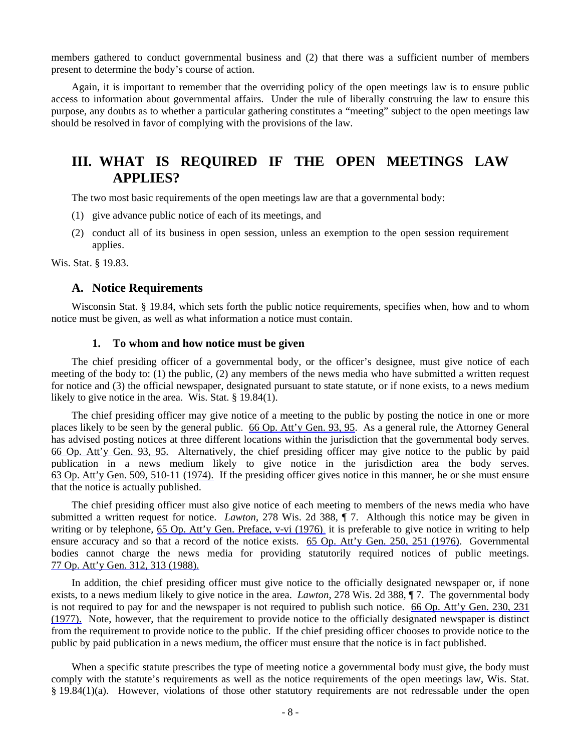members gathered to conduct governmental business and (2) that there was a sufficient number of members present to determine the body's course of action.

Again, it is important to remember that the overriding policy of the open meetings law is to ensure public access to information about governmental affairs. Under the rule of liberally construing the law to ensure this purpose, any doubts as to whether a particular gathering constitutes a "meeting" subject to the open meetings law should be resolved in favor of complying with the provisions of the law.

# III. WHAT IS REQUIRED IF THE OPEN MEETINGS LAW APPLIES?

The two most basic requirements of the open meetings law are that a governmental body:

(1) give advance public notice of each of its meetings, and

(2) conduct all of its business in open session, unless an exemption to the open session requirement applies.

Wis. Stat. § 19.83.

## A. Notice Requirements

Wisconsin Stat. § 19.84, which sets forth the public notice requirements, specifies when, how and to whom notice must be given, as well as what information a notice must contain.

### 1. To whom and how notice must be given

The chief presiding officer of a governmental body, or the officer's designee, must give notice of each meeting of the body to: (1) the public, (2) any members of the news media who have submitted a written request for notice and (3) the official newspaper, designated pursuant to state statute, or if none exists, to a news medium likely to give notice in the area. Wis. Stat. § 19.84(1).

The chief presiding officer may give notice of a meeting to the public by posting the notice in one or more places likely to be seen by the general public. 66 Op. Att'y Gen. 93, 95. As a general rule, the Attorney General has advised posting notices at three different locations within the jurisdiction that the governmental body serves. 66 Op. Att'y Gen. 93, 95. Alternatively, the chief presiding officer may give notice to the public by paid publication in a news medium likely to give notice in the jurisdiction area the body serves. 63 Op. Att'y Gen. 509, 510-11 (1974). If the presiding officer gives notice in this manner, he or she must ensure that the notice is actually published.

The chief presiding officer must also give notice of each meeting to members of the news media who have submitted a written request for notice. *Lawton*, 278 Wis. 2d 388, ¶ 7. Although this notice may be given in writing or by telephone, 65 Op. Att'y Gen. Preface, v-vi (1976) it is preferable to give notice in writing to help ensure accuracy and so that a record of the notice exists. 65 Op. Att'y Gen. 250, 251 (1976). Governmental bodies cannot charge the news media for providing statutorily required notices of public meetings. 77 Op. Att'y Gen. 312, 313 (1988).

In addition, the chief presiding officer must give notice to the officially designated newspaper or, if none exists, to a news medium likely to give notice in the area. *Lawton*, 278 Wis. 2d 388, ¶ 7. The governmental body is not required to pay for and the newspaper is not required to publish such notice. 66 Op. Att'y Gen. 230, 231 (1977). Note, however, that the requirement to provide notice to the officially designated newspaper is distinct from the requirement to provide notice to the public. If the chief presiding officer chooses to provide notice to the public by paid publication in a news medium, the officer must ensure that the notice is in fact published.

When a specific statute prescribes the type of meeting notice a governmental body must give, the body must comply with the statute's requirements as well as the notice requirements of the open meetings law, Wis. Stat. § 19.84(1)(a). However, violations of those other statutory requirements are not redressable under the open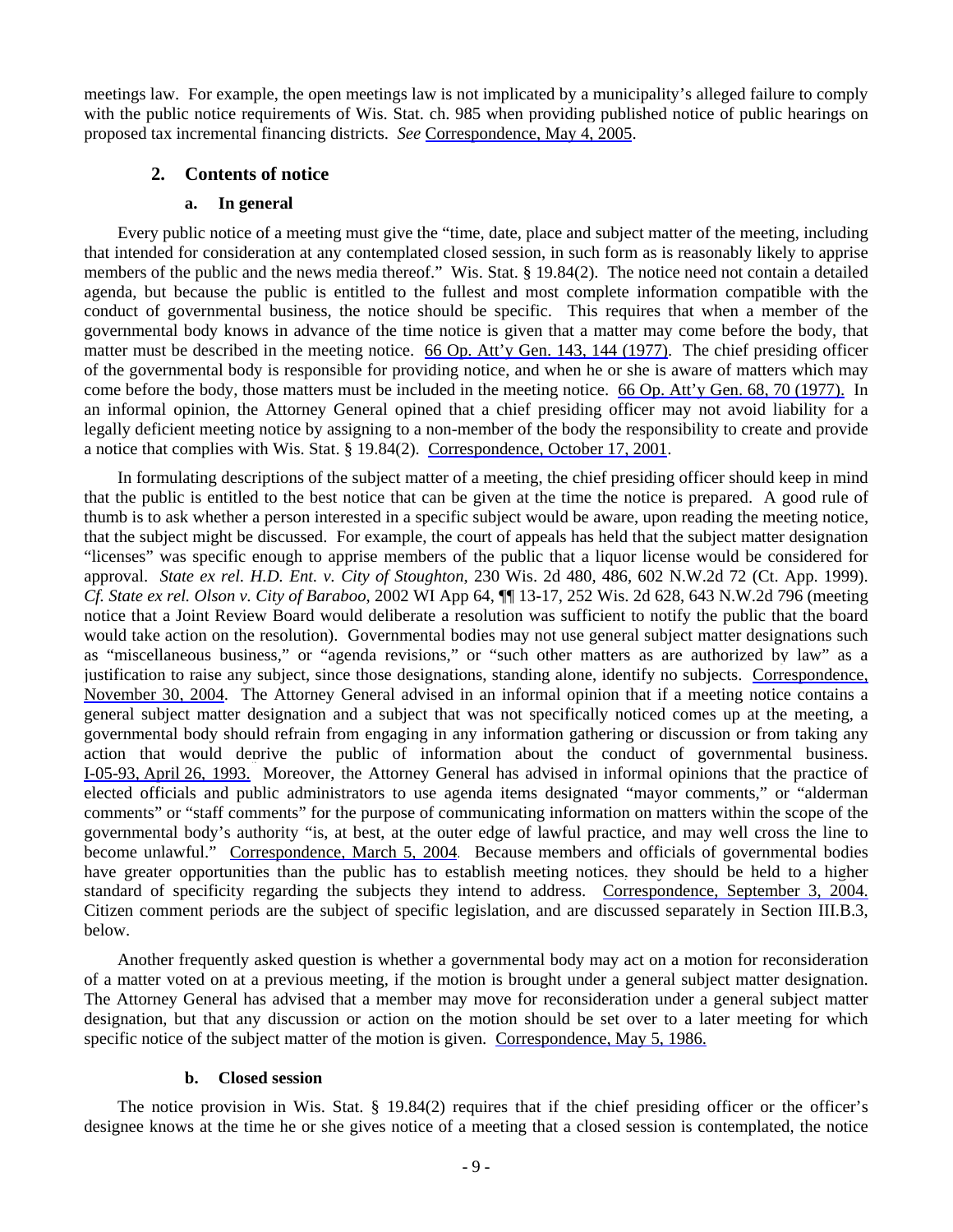meetings law. For example, the open meetings law is not implicated by a municipality's alleged failure to comply with the public notice requirements of Wis. Stat. ch. 985 when providing published notice of public hearings on proposed tax incremental financing districts. *See* Correspondence, May 4, 2005.

### 2. Contents of notice

#### a. In general

Every public notice of a meeting must give the "time, date, place and subject matter of the meeting, including that intended for consideration at any contemplated closed session, in such form as is reasonably likely to apprise members of the public and the news media thereof." Wis. Stat. § 19.84(2). The notice need not contain a detailed agenda, but because the public is entitled to the fullest and most complete information compatible with the conduct of governmental business, the notice should be specific. This requires that when a member of the governmental body knows in advance of the time notice is given that a matter may come before the body, that matter must be described in the meeting notice. 66 Op. Att'y Gen. 143, 144 (1977). The chief presiding officer of the governmental body is responsible for providing notice, and when he or she is aware of matters which may come before the body, those matters must be included in the meeting notice. 66 Op. Att'y Gen. 68, 70 (1977). In an informal opinion, the Attorney General opined that a chief presiding officer may not avoid liability for a legally deficient meeting notice by assigning to a non-member of the body the responsibility to create and provide a notice that complies with Wis. Stat. § 19.84(2). Correspondence, October 17, 2001.

In formulating descriptions of the subject matter of a meeting, the chief presiding officer should keep in mind that the public is entitled to the best notice that can be given at the time the notice is prepared. A good rule of thumb is to ask whether a person interested in a specific subject would be aware, upon reading the meeting notice, that the subject might be discussed. For example, the court of appeals has held that the subject matter designation "licenses" was specific enough to apprise members of the public that a liquor license would be considered for approval. *State ex rel. H.D. Ent. v. City of Stoughton*, 230 Wis. 2d 480, 486, 602 N.W.2d 72 (Ct. App. 1999). *Cf. State ex rel. Olson v. City of Baraboo*, 2002 WI App 64, ¶¶ 13-17, 252 Wis. 2d 628, 643 N.W.2d 796 (meeting notice that a Joint Review Board would deliberate a resolution was sufficient to notify the public that the board would take action on the resolution). Governmental bodies may not use general subject matter designations such as "miscellaneous business," or "agenda revisions," or "such other matters as are authorized by law" as a justification to raise any subject, since those designations, standing alone, identify no subjects. Correspondence, November 30, 2004. The Attorney General advised in an informal opinion that if a meeting notice contains a general subject matter designation and a subject that was not specifically noticed comes up at the meeting, a governmental body should refrain from engaging in any information gathering or discussion or from taking any action that would deprive the public of information about the conduct of governmental business. I-05-93, April 26, 1993. Moreover, the Attorney General has advised in informal opinions that the practice of elected officials and public administrators to use agenda items designated "mayor comments," or "alderman comments" or "staff comments" for the purpose of communicating information on matters within the scope of the governmental body's authority "is, at best, at the outer edge of lawful practice, and may well cross the line to become unlawful." Correspondence, March 5, 2004. Because members and officials of governmental bodies have greater opportunities than the public has to establish meeting notices, they should be held to a higher standard of specificity regarding the subjects they intend to address. Correspondence, September 3, 2004. Citizen comment periods are the subject of specific legislation, and are discussed separately in Section III.B.3, below.

Another frequently asked question is whether a governmental body may act on a motion for reconsideration of a matter voted on at a previous meeting, if the motion is brought under a general subject matter designation. The Attorney General has advised that a member may move for reconsideration under a general subject matter designation, but that any discussion or action on the motion should be set over to a later meeting for which specific notice of the subject matter of the motion is given. Correspondence, May 5, 1986.

#### b. Closed session

The notice provision in Wis. Stat. § 19.84(2) requires that if the chief presiding officer or the officer's designee knows at the time he or she gives notice of a meeting that a closed session is contemplated, the notice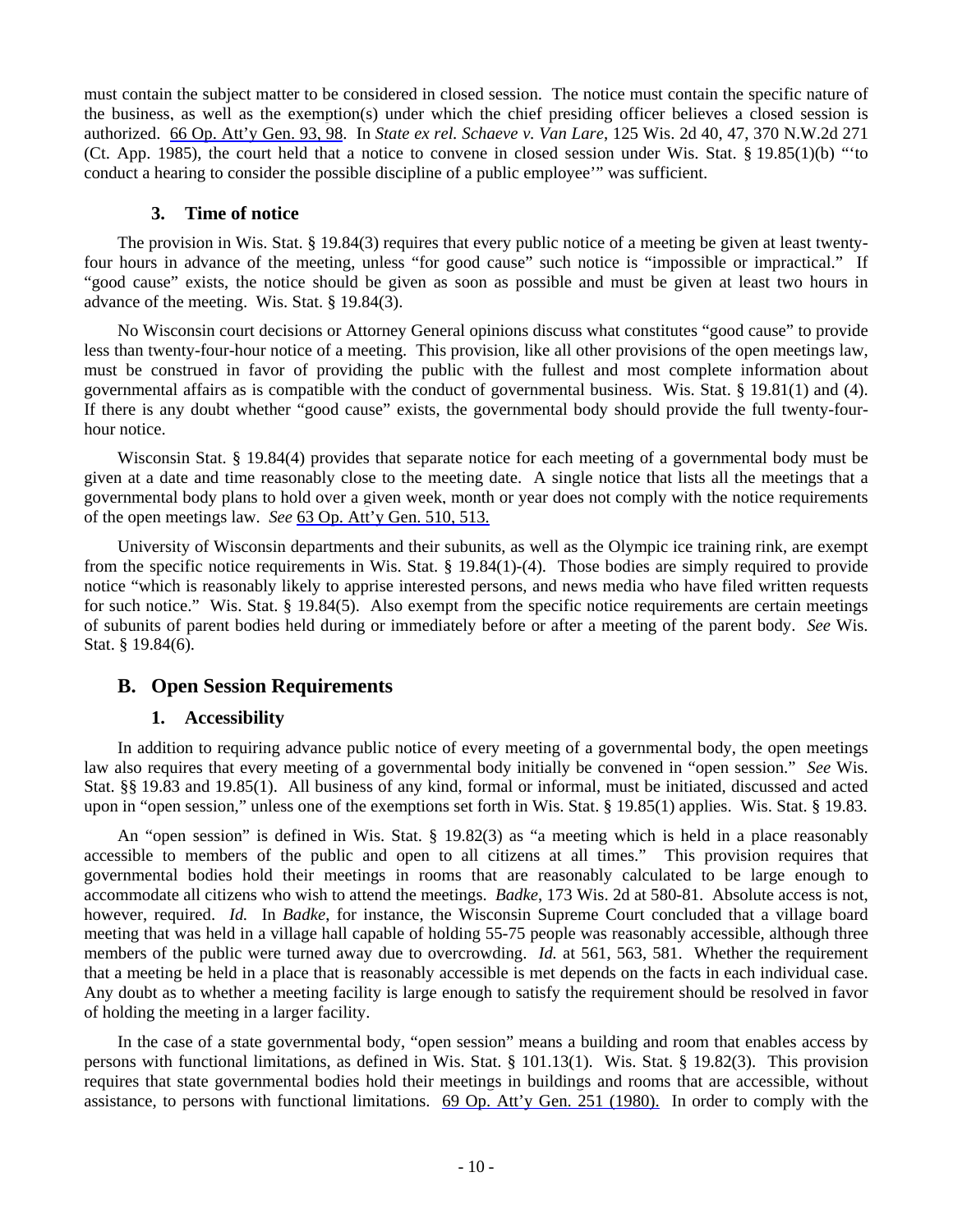must contain the subject matter to be considered in closed session. The notice must contain the specific nature of the business, as well as the exemption(s) under which the chief presiding officer believes a closed session is authorized. 66 Op. Att'y Gen. 93, 98. In *State ex rel. Schaeve v. Van Lare*, 125 Wis. 2d 40, 47, 370 N.W.2d 271 (Ct. App. 1985), the court held that a notice to convene in closed session under Wis. Stat. § 19.85(1)(b) "'to conduct a hearing to consider the possible discipline of a public employee'" was sufficient.

### 3. Time of notice

The provision in Wis. Stat. § 19.84(3) requires that every public notice of a meeting be given at least twenty-four hours in advance of the meeting, unless "for good cause" such notice is "impossible or impractical." If "good cause" exists, the notice should be given as soon as possible and must be given at least two hours in advance of the meeting. Wis. Stat. § 19.84(3).

No Wisconsin court decisions or Attorney General opinions discuss what constitutes "good cause" to provide less than twenty-four-hour notice of a meeting. This provision, like all other provisions of the open meetings law, must be construed in favor of providing the public with the fullest and most complete information about governmental affairs as is compatible with the conduct of governmental business. Wis. Stat. § 19.81(1) and (4). If there is any doubt whether "good cause" exists, the governmental body should provide the full twenty-four-hour notice.

Wisconsin Stat. § 19.84(4) provides that separate notice for each meeting of a governmental body must be given at a date and time reasonably close to the meeting date. A single notice that lists all the meetings that a governmental body plans to hold over a given week, month or year does not comply with the notice requirements of the open meetings law. *See* 63 Op. Att'y Gen. 510, 513.

University of Wisconsin departments and their subunits, as well as the Olympic ice training rink, are exempt from the specific notice requirements in Wis. Stat. § 19.84(1)-(4). Those bodies are simply required to provide notice "which is reasonably likely to apprise interested persons, and news media who have filed written requests for such notice." Wis. Stat. § 19.84(5). Also exempt from the specific notice requirements are certain meetings of subunits of parent bodies held during or immediately before or after a meeting of the parent body. *See* Wis. Stat. § 19.84(6).

## B. Open Session Requirements

### 1. Accessibility

In addition to requiring advance public notice of every meeting of a governmental body, the open meetings law also requires that every meeting of a governmental body initially be convened in "open session." *See* Wis. Stat. §§ 19.83 and 19.85(1). All business of any kind, formal or informal, must be initiated, discussed and acted upon in "open session," unless one of the exemptions set forth in Wis. Stat. § 19.85(1) applies. Wis. Stat. § 19.83.

An "open session" is defined in Wis. Stat. § 19.82(3) as "a meeting which is held in a place reasonably accessible to members of the public and open to all citizens at all times." This provision requires that governmental bodies hold their meetings in rooms that are reasonably calculated to be large enough to accommodate all citizens who wish to attend the meetings. *Badke*, 173 Wis. 2d at 580-81. Absolute access is not, however, required. *Id.* In *Badke*, for instance, the Wisconsin Supreme Court concluded that a village board meeting that was held in a village hall capable of holding 55-75 people was reasonably accessible, although three members of the public were turned away due to overcrowding. *Id.* at 561, 563, 581. Whether the requirement that a meeting be held in a place that is reasonably accessible is met depends on the facts in each individual case. Any doubt as to whether a meeting facility is large enough to satisfy the requirement should be resolved in favor of holding the meeting in a larger facility.

In the case of a state governmental body, "open session" means a building and room that enables access by persons with functional limitations, as defined in Wis. Stat. § 101.13(1). Wis. Stat. § 19.82(3). This provision requires that state governmental bodies hold their meetings in buildings and rooms that are accessible, without assistance, to persons with functional limitations. 69 Op. Att'y Gen. 251 (1980). In order to comply with the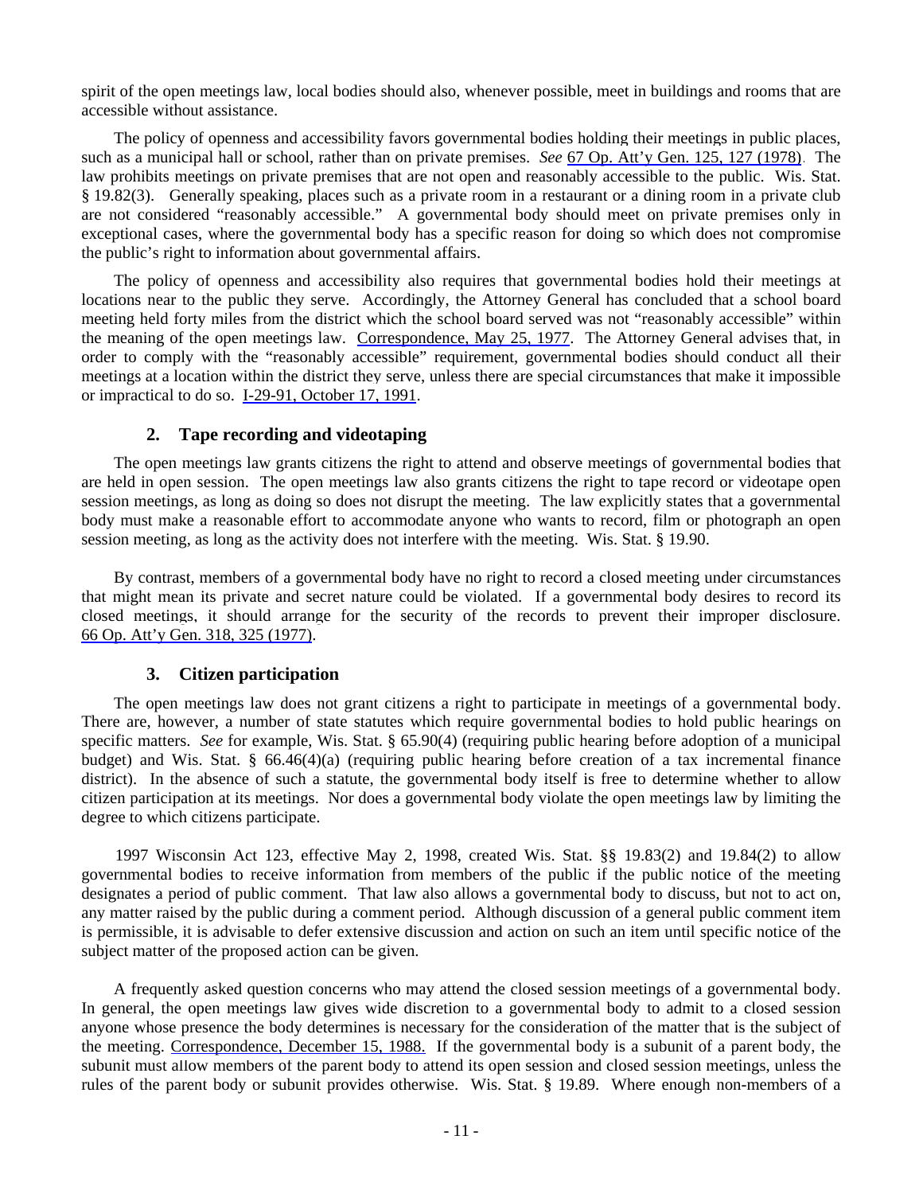spirit of the open meetings law, local bodies should also, whenever possible, meet in buildings and rooms that are accessible without assistance.

The policy of openness and accessibility favors governmental bodies holding their meetings in public places, such as a municipal hall or school, rather than on private premises. *See* 67 Op. Att'y Gen. 125, 127 (1978). The law prohibits meetings on private premises that are not open and reasonably accessible to the public. Wis. Stat. § 19.82(3). Generally speaking, places such as a private room in a restaurant or a dining room in a private club are not considered "reasonably accessible." A governmental body should meet on private premises only in exceptional cases, where the governmental body has a specific reason for doing so which does not compromise the public's right to information about governmental affairs.

The policy of openness and accessibility also requires that governmental bodies hold their meetings at locations near to the public they serve. Accordingly, the Attorney General has concluded that a school board meeting held forty miles from the district which the school board served was not "reasonably accessible" within the meaning of the open meetings law. Correspondence, May 25, 1977. The Attorney General advises that, in order to comply with the "reasonably accessible" requirement, governmental bodies should conduct all their meetings at a location within the district they serve, unless there are special circumstances that make it impossible or impractical to do so. I-29-91, October 17, 1991.

### 2. Tape recording and videotaping

The open meetings law grants citizens the right to attend and observe meetings of governmental bodies that are held in open session. The open meetings law also grants citizens the right to tape record or videotape open session meetings, as long as doing so does not disrupt the meeting. The law explicitly states that a governmental body must make a reasonable effort to accommodate anyone who wants to record, film or photograph an open session meeting, as long as the activity does not interfere with the meeting. Wis. Stat. § 19.90.

By contrast, members of a governmental body have no right to record a closed meeting under circumstances that might mean its private and secret nature could be violated. If a governmental body desires to record its closed meetings, it should arrange for the security of the records to prevent their improper disclosure. 66 Op. Att'y Gen. 318, 325 (1977).

### 3. Citizen participation

The open meetings law does not grant citizens a right to participate in meetings of a governmental body. There are, however, a number of state statutes which require governmental bodies to hold public hearings on specific matters. *See* for example, Wis. Stat. § 65.90(4) (requiring public hearing before adoption of a municipal budget) and Wis. Stat. § 66.46(4)(a) (requiring public hearing before creation of a tax incremental finance district). In the absence of such a statute, the governmental body itself is free to determine whether to allow citizen participation at its meetings. Nor does a governmental body violate the open meetings law by limiting the degree to which citizens participate.

1997 Wisconsin Act 123, effective May 2, 1998, created Wis. Stat. §§ 19.83(2) and 19.84(2) to allow governmental bodies to receive information from members of the public if the public notice of the meeting designates a period of public comment. That law also allows a governmental body to discuss, but not to act on, any matter raised by the public during a comment period. Although discussion of a general public comment item is permissible, it is advisable to defer extensive discussion and action on such an item until specific notice of the subject matter of the proposed action can be given.

A frequently asked question concerns who may attend the closed session meetings of a governmental body. In general, the open meetings law gives wide discretion to a governmental body to admit to a closed session anyone whose presence the body determines is necessary for the consideration of the matter that is the subject of the meeting. Correspondence, December 15, 1988. If the governmental body is a subunit of a parent body, the subunit must allow members of the parent body to attend its open session and closed session meetings, unless the rules of the parent body or subunit provides otherwise. Wis. Stat. § 19.89. Where enough non-members of a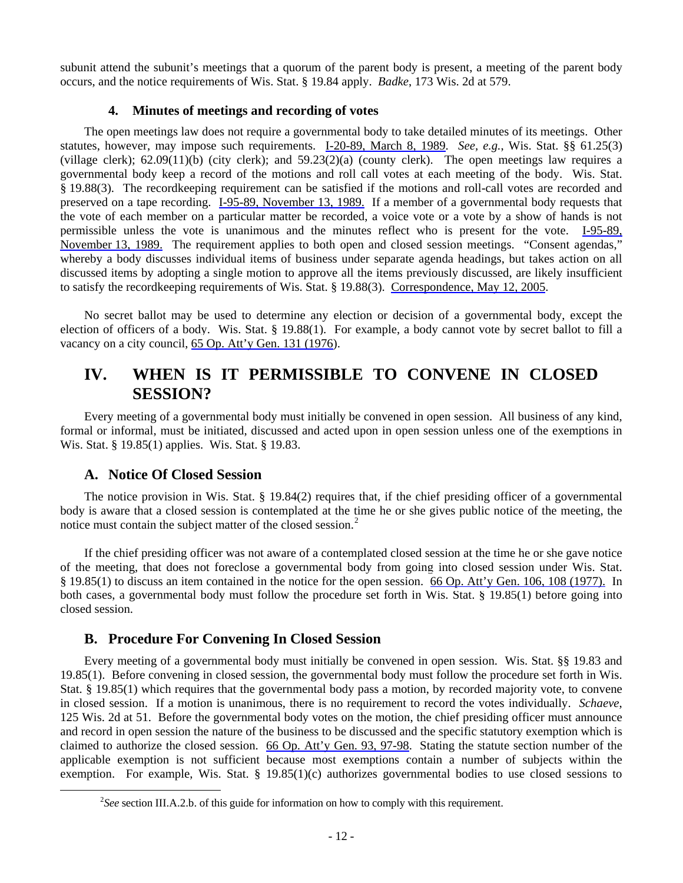subunit attend the subunit's meetings that a quorum of the parent body is present, a meeting of the parent body occurs, and the notice requirements of Wis. Stat. § 19.84 apply. *Badke*, 173 Wis. 2d at 579.

#### 4. Minutes of meetings and recording of votes

The open meetings law does not require a governmental body to take detailed minutes of its meetings. Other statutes, however, may impose such requirements. I-20-89, March 8, 1989. *See, e.g.*, Wis. Stat. §§ 61.25(3) (village clerk); 62.09(11)(b) (city clerk); and 59.23(2)(a) (county clerk). The open meetings law requires a governmental body keep a record of the motions and roll call votes at each meeting of the body. Wis. Stat. § 19.88(3). The recordkeeping requirement can be satisfied if the motions and roll-call votes are recorded and preserved on a tape recording. I-95-89, November 13, 1989. If a member of a governmental body requests that the vote of each member on a particular matter be recorded, a voice vote or a vote by a show of hands is not permissible unless the vote is unanimous and the minutes reflect who is present for the vote. I-95-89, November 13, 1989. The requirement applies to both open and closed session meetings. "Consent agendas," whereby a body discusses individual items of business under separate agenda headings, but takes action on all discussed items by adopting a single motion to approve all the items previously discussed, are likely insufficient to satisfy the recordkeeping requirements of Wis. Stat. § 19.88(3). Correspondence, May 12, 2005.

No secret ballot may be used to determine any election or decision of a governmental body, except the election of officers of a body. Wis. Stat. § 19.88(1). For example, a body cannot vote by secret ballot to fill a vacancy on a city council, 65 Op. Att'y Gen. 131 (1976).

# IV. WHEN IS IT PERMISSIBLE TO CONVENE IN CLOSED SESSION?

Every meeting of a governmental body must initially be convened in open session. All business of any kind, formal or informal, must be initiated, discussed and acted upon in open session unless one of the exemptions in Wis. Stat. § 19.85(1) applies. Wis. Stat. § 19.83.

## A. Notice Of Closed Session

The notice provision in Wis. Stat. § 19.84(2) requires that, if the chief presiding officer of a governmental body is aware that a closed session is contemplated at the time he or she gives public notice of the meeting, the notice must contain the subject matter of the closed session.[2]

If the chief presiding officer was not aware of a contemplated closed session at the time he or she gave notice of the meeting, that does not foreclose a governmental body from going into closed session under Wis. Stat. § 19.85(1) to discuss an item contained in the notice for the open session. 66 Op. Att'y Gen. 106, 108 (1977). In both cases, a governmental body must follow the procedure set forth in Wis. Stat. § 19.85(1) before going into closed session.

## B. Procedure For Convening In Closed Session

Every meeting of a governmental body must initially be convened in open session. Wis. Stat. §§ 19.83 and 19.85(1). Before convening in closed session, the governmental body must follow the procedure set forth in Wis. Stat. § 19.85(1) which requires that the governmental body pass a motion, by recorded majority vote, to convene in closed session. If a motion is unanimous, there is no requirement to record the votes individually. *Schaeve*, 125 Wis. 2d at 51. Before the governmental body votes on the motion, the chief presiding officer must announce and record in open session the nature of the business to be discussed and the specific statutory exemption which is claimed to authorize the closed session. 66 Op. Att'y Gen. 93, 97-98. Stating the statute section number of the applicable exemption is not sufficient because most exemptions contain a number of subjects within the exemption. For example, Wis. Stat. § 19.85(1)(c) authorizes governmental bodies to use closed sessions to

[2] *See* section III.A.2.b. of this guide for information on how to comply with this requirement.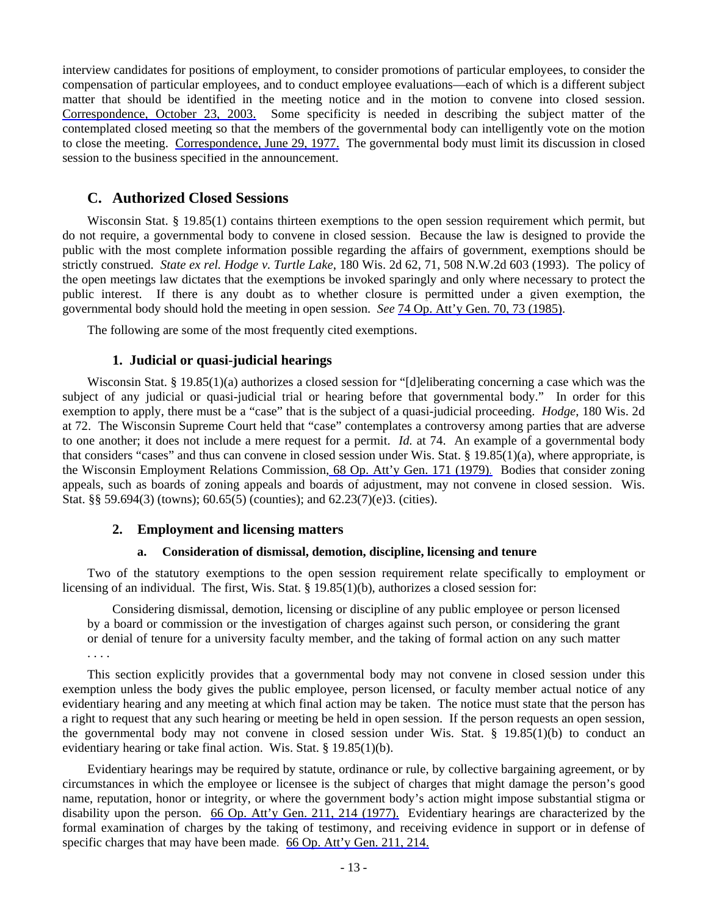interview candidates for positions of employment, to consider promotions of particular employees, to consider the compensation of particular employees, and to conduct employee evaluations—each of which is a different subject matter that should be identified in the meeting notice and in the motion to convene into closed session. Correspondence, October 23, 2003. Some specificity is needed in describing the subject matter of the contemplated closed meeting so that the members of the governmental body can intelligently vote on the motion to close the meeting. Correspondence, June 29, 1977. The governmental body must limit its discussion in closed session to the business specified in the announcement.

## C. Authorized Closed Sessions

Wisconsin Stat. § 19.85(1) contains thirteen exemptions to the open session requirement which permit, but do not require, a governmental body to convene in closed session. Because the law is designed to provide the public with the most complete information possible regarding the affairs of government, exemptions should be strictly construed. *State ex rel. Hodge v. Turtle Lake*, 180 Wis. 2d 62, 71, 508 N.W.2d 603 (1993). The policy of the open meetings law dictates that the exemptions be invoked sparingly and only where necessary to protect the public interest. If there is any doubt as to whether closure is permitted under a given exemption, the governmental body should hold the meeting in open session. *See* 74 Op. Att'y Gen. 70, 73 (1985).

The following are some of the most frequently cited exemptions.

### 1. Judicial or quasi-judicial hearings

Wisconsin Stat. § 19.85(1)(a) authorizes a closed session for "[d]eliberating concerning a case which was the subject of any judicial or quasi-judicial trial or hearing before that governmental body." In order for this exemption to apply, there must be a "case" that is the subject of a quasi-judicial proceeding. *Hodge*, 180 Wis. 2d at 72. The Wisconsin Supreme Court held that "case" contemplates a controversy among parties that are adverse to one another; it does not include a mere request for a permit. *Id.* at 74. An example of a governmental body that considers "cases" and thus can convene in closed session under Wis. Stat. § 19.85(1)(a), where appropriate, is the Wisconsin Employment Relations Commission, 68 Op. Att'y Gen. 171 (1979). Bodies that consider zoning appeals, such as boards of zoning appeals and boards of adjustment, may not convene in closed session. Wis. Stat. §§ 59.694(3) (towns); 60.65(5) (counties); and 62.23(7)(e)3. (cities).

### 2. Employment and licensing matters

#### a. Consideration of dismissal, demotion, discipline, licensing and tenure

Two of the statutory exemptions to the open session requirement relate specifically to employment or licensing of an individual. The first, Wis. Stat. § 19.85(1)(b), authorizes a closed session for:

> Considering dismissal, demotion, licensing or discipline of any public employee or person licensed by a board or commission or the investigation of charges against such person, or considering the grant or denial of tenure for a university faculty member, and the taking of formal action on any such matter . . . .

This section explicitly provides that a governmental body may not convene in closed session under this exemption unless the body gives the public employee, person licensed, or faculty member actual notice of any evidentiary hearing and any meeting at which final action may be taken. The notice must state that the person has a right to request that any such hearing or meeting be held in open session. If the person requests an open session, the governmental body may not convene in closed session under Wis. Stat. § 19.85(1)(b) to conduct an evidentiary hearing or take final action. Wis. Stat. § 19.85(1)(b).

Evidentiary hearings may be required by statute, ordinance or rule, by collective bargaining agreement, or by circumstances in which the employee or licensee is the subject of charges that might damage the person's good name, reputation, honor or integrity, or where the government body's action might impose substantial stigma or disability upon the person. 66 Op. Att'y Gen. 211, 214 (1977). Evidentiary hearings are characterized by the formal examination of charges by the taking of testimony, and receiving evidence in support or in defense of specific charges that may have been made. 66 Op. Att'y Gen. 211, 214.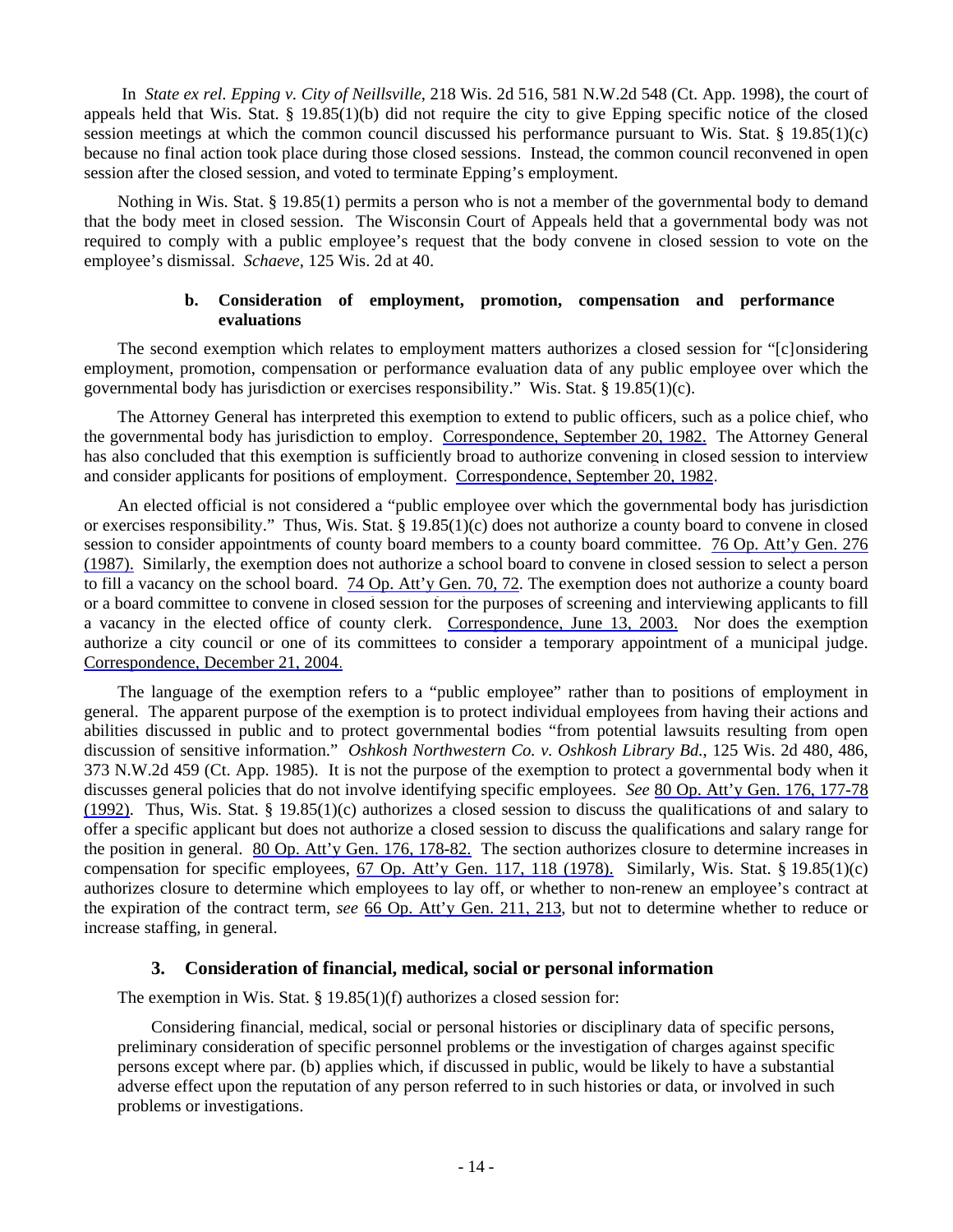In *State ex rel. Epping v. City of Neillsville*, 218 Wis. 2d 516, 581 N.W.2d 548 (Ct. App. 1998), the court of appeals held that Wis. Stat. § 19.85(1)(b) did not require the city to give Epping specific notice of the closed session meetings at which the common council discussed his performance pursuant to Wis. Stat. § 19.85(1)(c) because no final action took place during those closed sessions. Instead, the common council reconvened in open session after the closed session, and voted to terminate Epping's employment.

Nothing in Wis. Stat. § 19.85(1) permits a person who is not a member of the governmental body to demand that the body meet in closed session. The Wisconsin Court of Appeals held that a governmental body was not required to comply with a public employee's request that the body convene in closed session to vote on the employee's dismissal. *Schaeve*, 125 Wis. 2d at 40.

#### b. Consideration of employment, promotion, compensation and performance evaluations

The second exemption which relates to employment matters authorizes a closed session for "[c]onsidering employment, promotion, compensation or performance evaluation data of any public employee over which the governmental body has jurisdiction or exercises responsibility." Wis. Stat. § 19.85(1)(c).

The Attorney General has interpreted this exemption to extend to public officers, such as a police chief, who the governmental body has jurisdiction to employ. Correspondence, September 20, 1982. The Attorney General has also concluded that this exemption is sufficiently broad to authorize convening in closed session to interview and consider applicants for positions of employment. Correspondence, September 20, 1982.

An elected official is not considered a "public employee over which the governmental body has jurisdiction or exercises responsibility." Thus, Wis. Stat. § 19.85(1)(c) does not authorize a county board to convene in closed session to consider appointments of county board members to a county board committee. 76 Op. Att'y Gen. 276 (1987). Similarly, the exemption does not authorize a school board to convene in closed session to select a person to fill a vacancy on the school board. 74 Op. Att'y Gen. 70, 72. The exemption does not authorize a county board or a board committee to convene in closed session for the purposes of screening and interviewing applicants to fill a vacancy in the elected office of county clerk. Correspondence, June 13, 2003. Nor does the exemption authorize a city council or one of its committees to consider a temporary appointment of a municipal judge. Correspondence, December 21, 2004.

The language of the exemption refers to a "public employee" rather than to positions of employment in general. The apparent purpose of the exemption is to protect individual employees from having their actions and abilities discussed in public and to protect governmental bodies "from potential lawsuits resulting from open discussion of sensitive information." *Oshkosh Northwestern Co. v. Oshkosh Library Bd.*, 125 Wis. 2d 480, 486, 373 N.W.2d 459 (Ct. App. 1985). It is not the purpose of the exemption to protect a governmental body when it discusses general policies that do not involve identifying specific employees. *See* 80 Op. Att'y Gen. 176, 177-78 (1992). Thus, Wis. Stat. § 19.85(1)(c) authorizes a closed session to discuss the qualifications of and salary to offer a specific applicant but does not authorize a closed session to discuss the qualifications and salary range for the position in general. 80 Op. Att'y Gen. 176, 178-82. The section authorizes closure to determine increases in compensation for specific employees, 67 Op. Att'y Gen. 117, 118 (1978). Similarly, Wis. Stat. § 19.85(1)(c) authorizes closure to determine which employees to lay off, or whether to non-renew an employee's contract at the expiration of the contract term, *see* 66 Op. Att'y Gen. 211, 213, but not to determine whether to reduce or increase staffing, in general.

### 3. Consideration of financial, medical, social or personal information

The exemption in Wis. Stat. § 19.85(1)(f) authorizes a closed session for:

> Considering financial, medical, social or personal histories or disciplinary data of specific persons, preliminary consideration of specific personnel problems or the investigation of charges against specific persons except where par. (b) applies which, if discussed in public, would be likely to have a substantial adverse effect upon the reputation of any person referred to in such histories or data, or involved in such problems or investigations.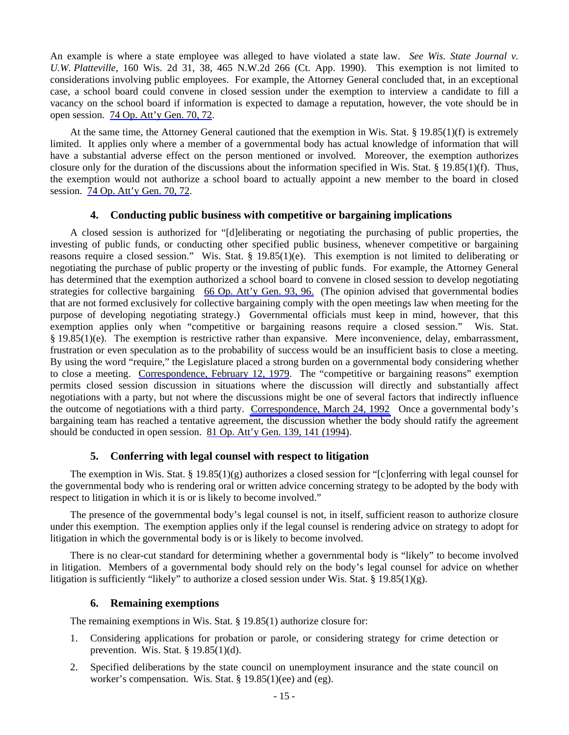An example is where a state employee was alleged to have violated a state law. *See Wis. State Journal v. U.W. Platteville*, 160 Wis. 2d 31, 38, 465 N.W.2d 266 (Ct. App. 1990). This exemption is not limited to considerations involving public employees. For example, the Attorney General concluded that, in an exceptional case, a school board could convene in closed session under the exemption to interview a candidate to fill a vacancy on the school board if information is expected to damage a reputation, however, the vote should be in open session. 74 Op. Att'y Gen. 70, 72.

At the same time, the Attorney General cautioned that the exemption in Wis. Stat. § 19.85(1)(f) is extremely limited. It applies only where a member of a governmental body has actual knowledge of information that will have a substantial adverse effect on the person mentioned or involved. Moreover, the exemption authorizes closure only for the duration of the discussions about the information specified in Wis. Stat. § 19.85(1)(f). Thus, the exemption would not authorize a school board to actually appoint a new member to the board in closed session. 74 Op. Att'y Gen. 70, 72.

### 4. Conducting public business with competitive or bargaining implications

A closed session is authorized for "[d]eliberating or negotiating the purchasing of public properties, the investing of public funds, or conducting other specified public business, whenever competitive or bargaining reasons require a closed session." Wis. Stat. § 19.85(1)(e). This exemption is not limited to deliberating or negotiating the purchase of public property or the investing of public funds. For example, the Attorney General has determined that the exemption authorized a school board to convene in closed session to develop negotiating strategies for collective bargaining. 66 Op. Att'y Gen. 93, 96. (The opinion advised that governmental bodies that are not formed exclusively for collective bargaining comply with the open meetings law when meeting for the purpose of developing negotiating strategy.) Governmental officials must keep in mind, however, that this exemption applies only when "competitive or bargaining reasons require a closed session." Wis. Stat. § 19.85(1)(e). The exemption is restrictive rather than expansive. Mere inconvenience, delay, embarrassment, frustration or even speculation as to the probability of success would be an insufficient basis to close a meeting. By using the word "require," the Legislature placed a strong burden on a governmental body considering whether to close a meeting. Correspondence, February 12, 1979. The "competitive or bargaining reasons" exemption permits closed session discussion in situations where the discussion will directly and substantially affect negotiations with a party, but not where the discussions might be one of several factors that indirectly influence the outcome of negotiations with a third party. Correspondence, March 24, 1992. Once a governmental body's bargaining team has reached a tentative agreement, the discussion whether the body should ratify the agreement should be conducted in open session. 81 Op. Att'y Gen. 139, 141 (1994).

### 5. Conferring with legal counsel with respect to litigation

The exemption in Wis. Stat. § 19.85(1)(g) authorizes a closed session for "[c]onferring with legal counsel for the governmental body who is rendering oral or written advice concerning strategy to be adopted by the body with respect to litigation in which it is or is likely to become involved."

The presence of the governmental body's legal counsel is not, in itself, sufficient reason to authorize closure under this exemption. The exemption applies only if the legal counsel is rendering advice on strategy to adopt for litigation in which the governmental body is or is likely to become involved.

There is no clear-cut standard for determining whether a governmental body is "likely" to become involved in litigation. Members of a governmental body should rely on the body's legal counsel for advice on whether litigation is sufficiently "likely" to authorize a closed session under Wis. Stat. § 19.85(1)(g).

### 6. Remaining exemptions

The remaining exemptions in Wis. Stat. § 19.85(1) authorize closure for:

1. Considering applications for probation or parole, or considering strategy for crime detection or prevention. Wis. Stat. § 19.85(1)(d).
2. Specified deliberations by the state council on unemployment insurance and the state council on worker's compensation. Wis. Stat. § 19.85(1)(ee) and (eg).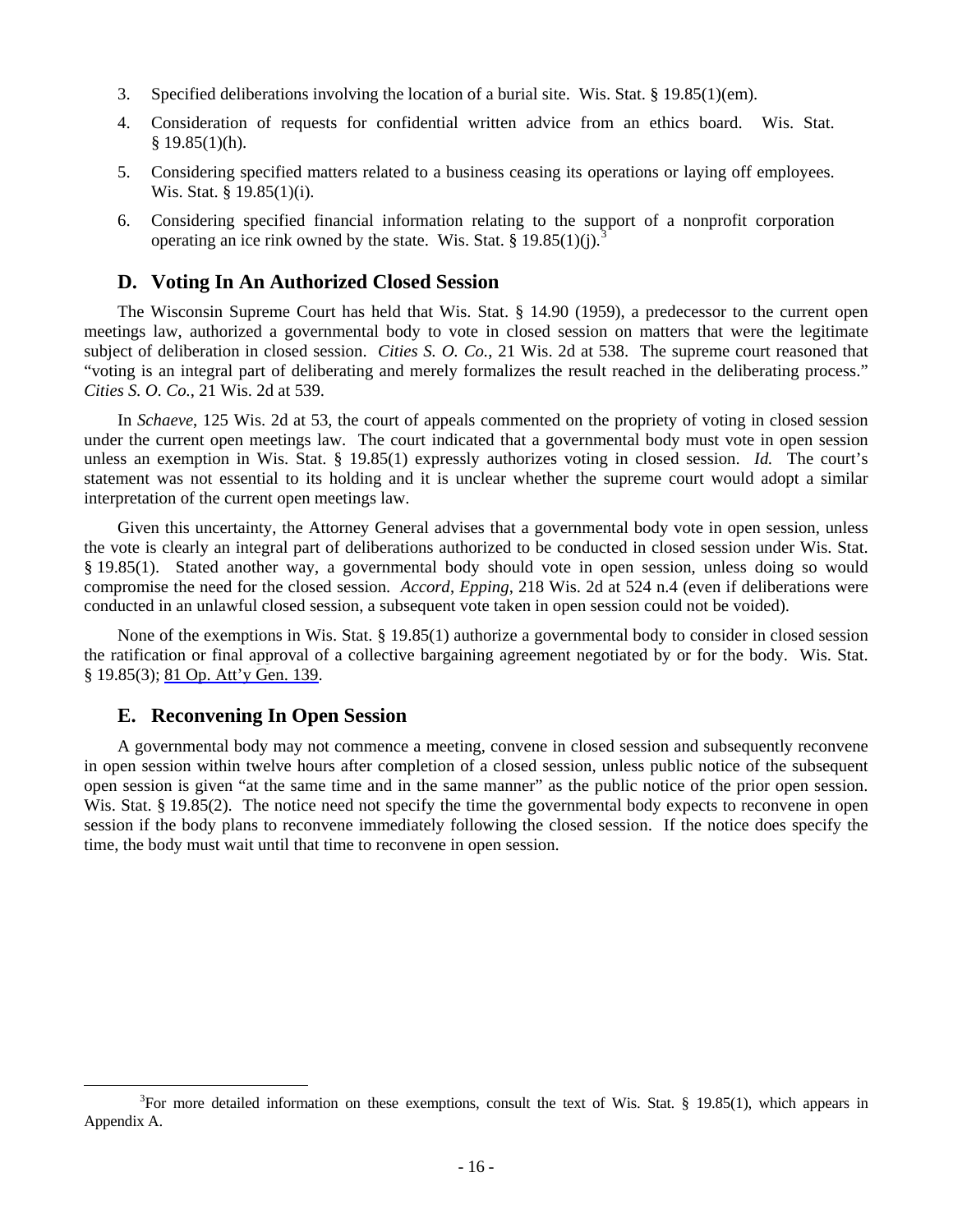3. Specified deliberations involving the location of a burial site. Wis. Stat. § 19.85(1)(em).
4. Consideration of requests for confidential written advice from an ethics board. Wis. Stat. § 19.85(1)(h).
5. Considering specified matters related to a business ceasing its operations or laying off employees. Wis. Stat. § 19.85(1)(i).
6. Considering specified financial information relating to the support of a nonprofit corporation operating an ice rink owned by the state. Wis. Stat. § 19.85(1)(j).[3]

## D. Voting In An Authorized Closed Session

The Wisconsin Supreme Court has held that Wis. Stat. § 14.90 (1959), a predecessor to the current open meetings law, authorized a governmental body to vote in closed session on matters that were the legitimate subject of deliberation in closed session. *Cities S. O. Co.*, 21 Wis. 2d at 538. The supreme court reasoned that "voting is an integral part of deliberating and merely formalizes the result reached in the deliberating process." *Cities S. O. Co.*, 21 Wis. 2d at 539.

In *Schaeve*, 125 Wis. 2d at 53, the court of appeals commented on the propriety of voting in closed session under the current open meetings law. The court indicated that a governmental body must vote in open session unless an exemption in Wis. Stat. § 19.85(1) expressly authorizes voting in closed session. *Id.* The court's statement was not essential to its holding and it is unclear whether the supreme court would adopt a similar interpretation of the current open meetings law.

Given this uncertainty, the Attorney General advises that a governmental body vote in open session, unless the vote is clearly an integral part of deliberations authorized to be conducted in closed session under Wis. Stat. § 19.85(1). Stated another way, a governmental body should vote in open session, unless doing so would compromise the need for the closed session. *Accord*, *Epping*, 218 Wis. 2d at 524 n.4 (even if deliberations were conducted in an unlawful closed session, a subsequent vote taken in open session could not be voided).

None of the exemptions in Wis. Stat. § 19.85(1) authorize a governmental body to consider in closed session the ratification or final approval of a collective bargaining agreement negotiated by or for the body. Wis. Stat. § 19.85(3); 81 Op. Att'y Gen. 139.

## E. Reconvening In Open Session

A governmental body may not commence a meeting, convene in closed session and subsequently reconvene in open session within twelve hours after completion of a closed session, unless public notice of the subsequent open session is given "at the same time and in the same manner" as the public notice of the prior open session. Wis. Stat. § 19.85(2). The notice need not specify the time the governmental body expects to reconvene in open session if the body plans to reconvene immediately following the closed session. If the notice does specify the time, the body must wait until that time to reconvene in open session.

[3] For more detailed information on these exemptions, consult the text of Wis. Stat. § 19.85(1), which appears in Appendix A.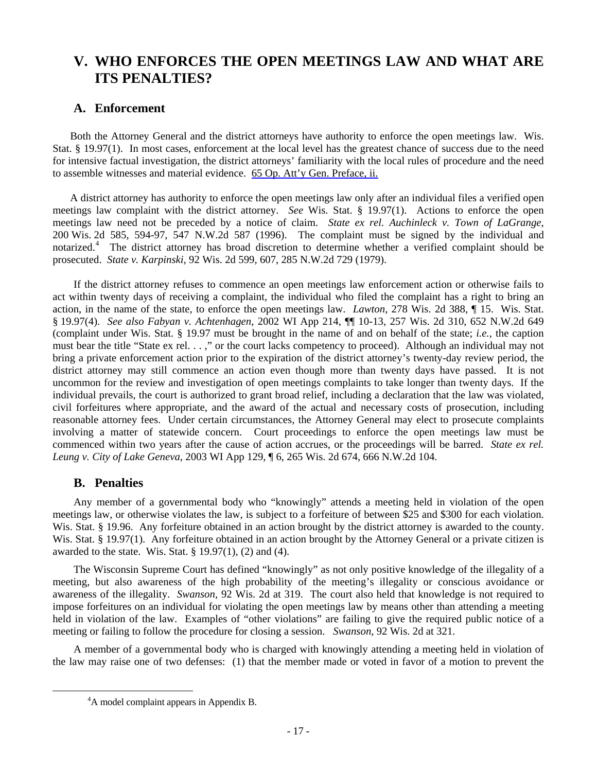# V. WHO ENFORCES THE OPEN MEETINGS LAW AND WHAT ARE ITS PENALTIES?

## A. Enforcement

Both the Attorney General and the district attorneys have authority to enforce the open meetings law. Wis. Stat. § 19.97(1). In most cases, enforcement at the local level has the greatest chance of success due to the need for intensive factual investigation, the district attorneys' familiarity with the local rules of procedure and the need to assemble witnesses and material evidence. 65 Op. Att'y Gen. Preface, ii.

A district attorney has authority to enforce the open meetings law only after an individual files a verified open meetings law complaint with the district attorney. *See* Wis. Stat. § 19.97(1). Actions to enforce the open meetings law need not be preceded by a notice of claim. *State ex rel. Auchinleck v. Town of LaGrange*, 200 Wis. 2d 585, 594-97, 547 N.W.2d 587 (1996). The complaint must be signed by the individual and notarized.[4] The district attorney has broad discretion to determine whether a verified complaint should be prosecuted. *State v. Karpinski*, 92 Wis. 2d 599, 607, 285 N.W.2d 729 (1979).

If the district attorney refuses to commence an open meetings law enforcement action or otherwise fails to act within twenty days of receiving a complaint, the individual who filed the complaint has a right to bring an action, in the name of the state, to enforce the open meetings law. *Lawton*, 278 Wis. 2d 388, ¶ 15. Wis. Stat. § 19.97(4). *See also Fabyan v. Achtenhagen*, 2002 WI App 214, ¶¶ 10-13, 257 Wis. 2d 310, 652 N.W.2d 649 (complaint under Wis. Stat. § 19.97 must be brought in the name of and on behalf of the state; *i.e.*, the caption must bear the title "State ex rel. . . . ," or the court lacks competency to proceed). Although an individual may not bring a private enforcement action prior to the expiration of the district attorney's twenty-day review period, the district attorney may still commence an action even though more than twenty days have passed. It is not uncommon for the review and investigation of open meetings complaints to take longer than twenty days. If the individual prevails, the court is authorized to grant broad relief, including a declaration that the law was violated, civil forfeitures where appropriate, and the award of the actual and necessary costs of prosecution, including reasonable attorney fees. Under certain circumstances, the Attorney General may elect to prosecute complaints involving a matter of statewide concern. Court proceedings to enforce the open meetings law must be commenced within two years after the cause of action accrues, or the proceedings will be barred. *State ex rel. Leung v. City of Lake Geneva*, 2003 WI App 129, ¶ 6, 265 Wis. 2d 674, 666 N.W.2d 104.

## B. Penalties

Any member of a governmental body who "knowingly" attends a meeting held in violation of the open meetings law, or otherwise violates the law, is subject to a forfeiture of between $25 and $300 for each violation. Wis. Stat. § 19.96. Any forfeiture obtained in an action brought by the district attorney is awarded to the county. Wis. Stat. § 19.97(1). Any forfeiture obtained in an action brought by the Attorney General or a private citizen is awarded to the state. Wis. Stat. § 19.97(1), (2) and (4).

The Wisconsin Supreme Court has defined "knowingly" as not only positive knowledge of the illegality of a meeting, but also awareness of the high probability of the meeting's illegality or conscious avoidance or awareness of the illegality. *Swanson*, 92 Wis. 2d at 319. The court also held that knowledge is not required to impose forfeitures on an individual for violating the open meetings law by means other than attending a meeting held in violation of the law. Examples of "other violations" are failing to give the required public notice of a meeting or failing to follow the procedure for closing a session. *Swanson*, 92 Wis. 2d at 321.

A member of a governmental body who is charged with knowingly attending a meeting held in violation of the law may raise one of two defenses: (1) that the member made or voted in favor of a motion to prevent the

[4]A model complaint appears in Appendix B.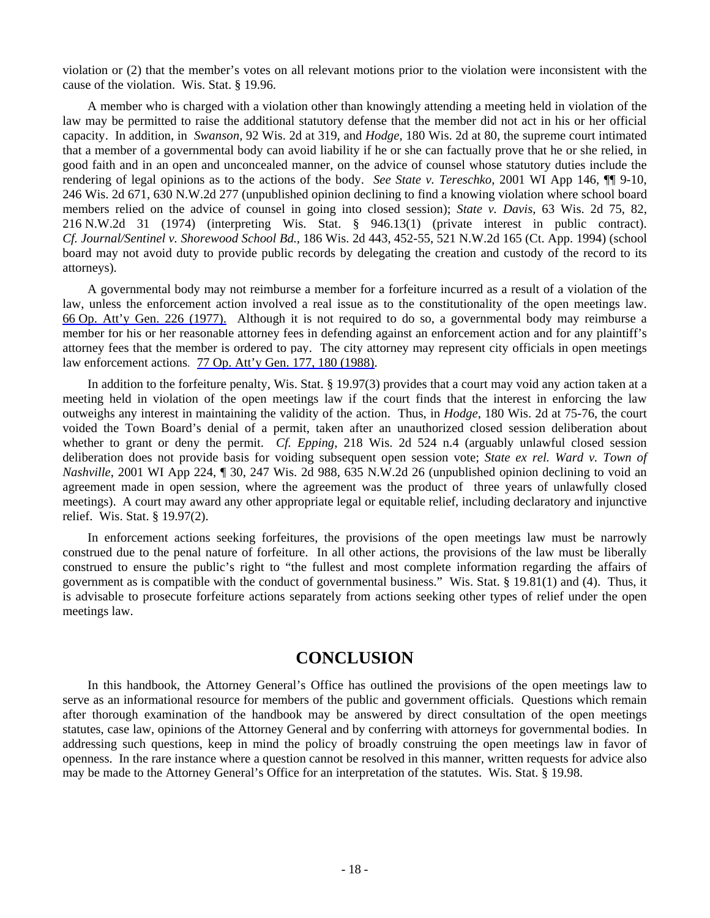violation or (2) that the member's votes on all relevant motions prior to the violation were inconsistent with the cause of the violation. Wis. Stat. § 19.96.

A member who is charged with a violation other than knowingly attending a meeting held in violation of the law may be permitted to raise the additional statutory defense that the member did not act in his or her official capacity. In addition, in *Swanson*, 92 Wis. 2d at 319, and *Hodge*, 180 Wis. 2d at 80, the supreme court intimated that a member of a governmental body can avoid liability if he or she can factually prove that he or she relied, in good faith and in an open and unconcealed manner, on the advice of counsel whose statutory duties include the rendering of legal opinions as to the actions of the body. *See State v. Tereschko*, 2001 WI App 146, ¶¶ 9-10, 246 Wis. 2d 671, 630 N.W.2d 277 (unpublished opinion declining to find a knowing violation where school board members relied on the advice of counsel in going into closed session); *State v. Davis*, 63 Wis. 2d 75, 82, 216 N.W.2d 31 (1974) (interpreting Wis. Stat. § 946.13(1) (private interest in public contract). *Cf. Journal/Sentinel v. Shorewood School Bd.*, 186 Wis. 2d 443, 452-55, 521 N.W.2d 165 (Ct. App. 1994) (school board may not avoid duty to provide public records by delegating the creation and custody of the record to its attorneys).

A governmental body may not reimburse a member for a forfeiture incurred as a result of a violation of the law, unless the enforcement action involved a real issue as to the constitutionality of the open meetings law. 66 Op. Att'y Gen. 226 (1977). Although it is not required to do so, a governmental body may reimburse a member for his or her reasonable attorney fees in defending against an enforcement action and for any plaintiff's attorney fees that the member is ordered to pay. The city attorney may represent city officials in open meetings law enforcement actions. 77 Op. Att'y Gen. 177, 180 (1988).

In addition to the forfeiture penalty, Wis. Stat. § 19.97(3) provides that a court may void any action taken at a meeting held in violation of the open meetings law if the court finds that the interest in enforcing the law outweighs any interest in maintaining the validity of the action. Thus, in *Hodge*, 180 Wis. 2d at 75-76, the court voided the Town Board's denial of a permit, taken after an unauthorized closed session deliberation about whether to grant or deny the permit. *Cf. Epping*, 218 Wis. 2d 524 n.4 (arguably unlawful closed session deliberation does not provide basis for voiding subsequent open session vote; *State ex rel. Ward v. Town of Nashville*, 2001 WI App 224, ¶ 30, 247 Wis. 2d 988, 635 N.W.2d 26 (unpublished opinion declining to void an agreement made in open session, where the agreement was the product of three years of unlawfully closed meetings). A court may award any other appropriate legal or equitable relief, including declaratory and injunctive relief. Wis. Stat. § 19.97(2).

In enforcement actions seeking forfeitures, the provisions of the open meetings law must be narrowly construed due to the penal nature of forfeiture. In all other actions, the provisions of the law must be liberally construed to ensure the public's right to "the fullest and most complete information regarding the affairs of government as is compatible with the conduct of governmental business." Wis. Stat. § 19.81(1) and (4). Thus, it is advisable to prosecute forfeiture actions separately from actions seeking other types of relief under the open meetings law.

## CONCLUSION

In this handbook, the Attorney General's Office has outlined the provisions of the open meetings law to serve as an informational resource for members of the public and government officials. Questions which remain after thorough examination of the handbook may be answered by direct consultation of the open meetings statutes, case law, opinions of the Attorney General and by conferring with attorneys for governmental bodies. In addressing such questions, keep in mind the policy of broadly construing the open meetings law in favor of openness. In the rare instance where a question cannot be resolved in this manner, written requests for advice also may be made to the Attorney General's Office for an interpretation of the statutes. Wis. Stat. § 19.98.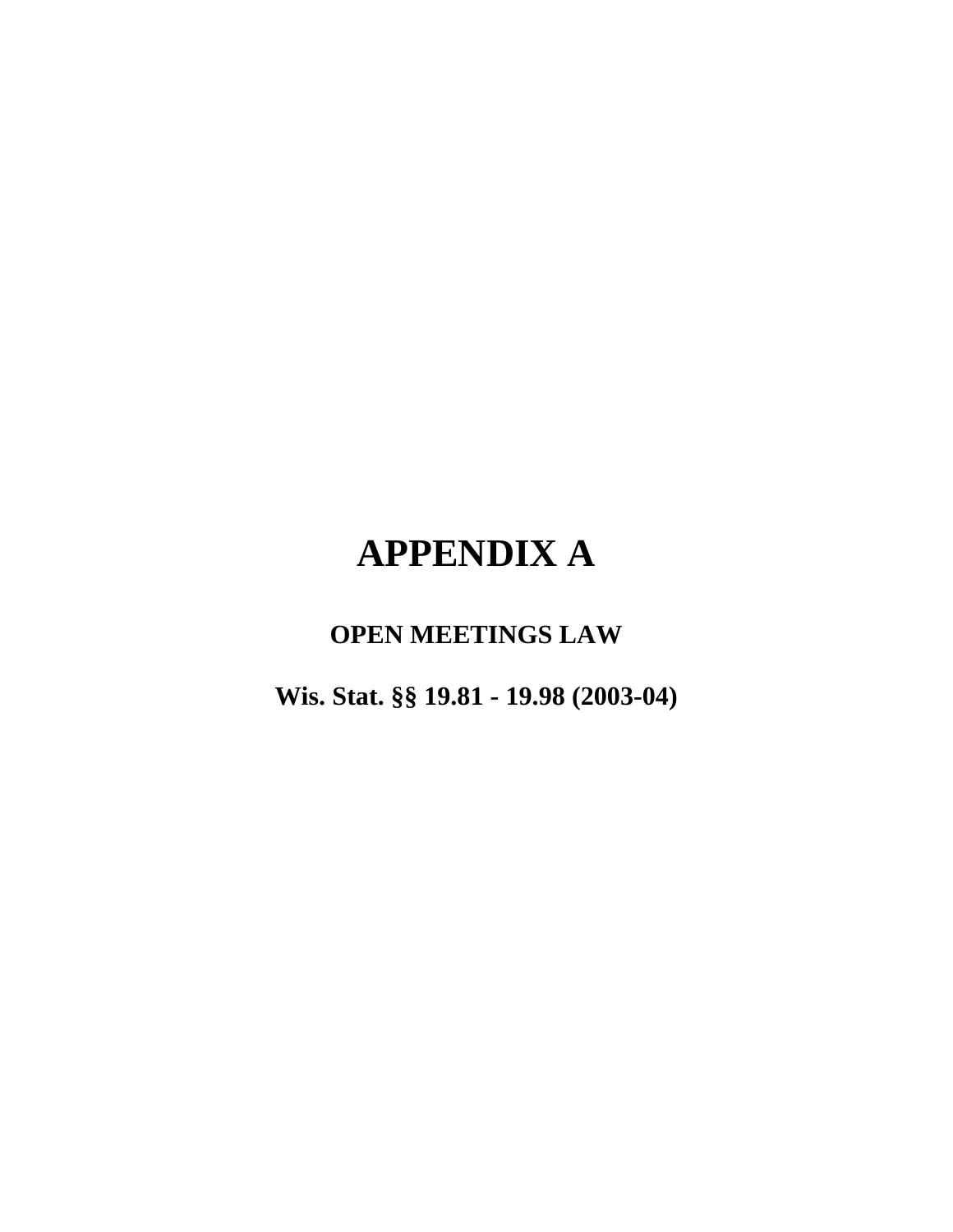# APPENDIX A

## OPEN MEETINGS LAW

## Wis. Stat. §§ 19.81 - 19.98 (2003-04)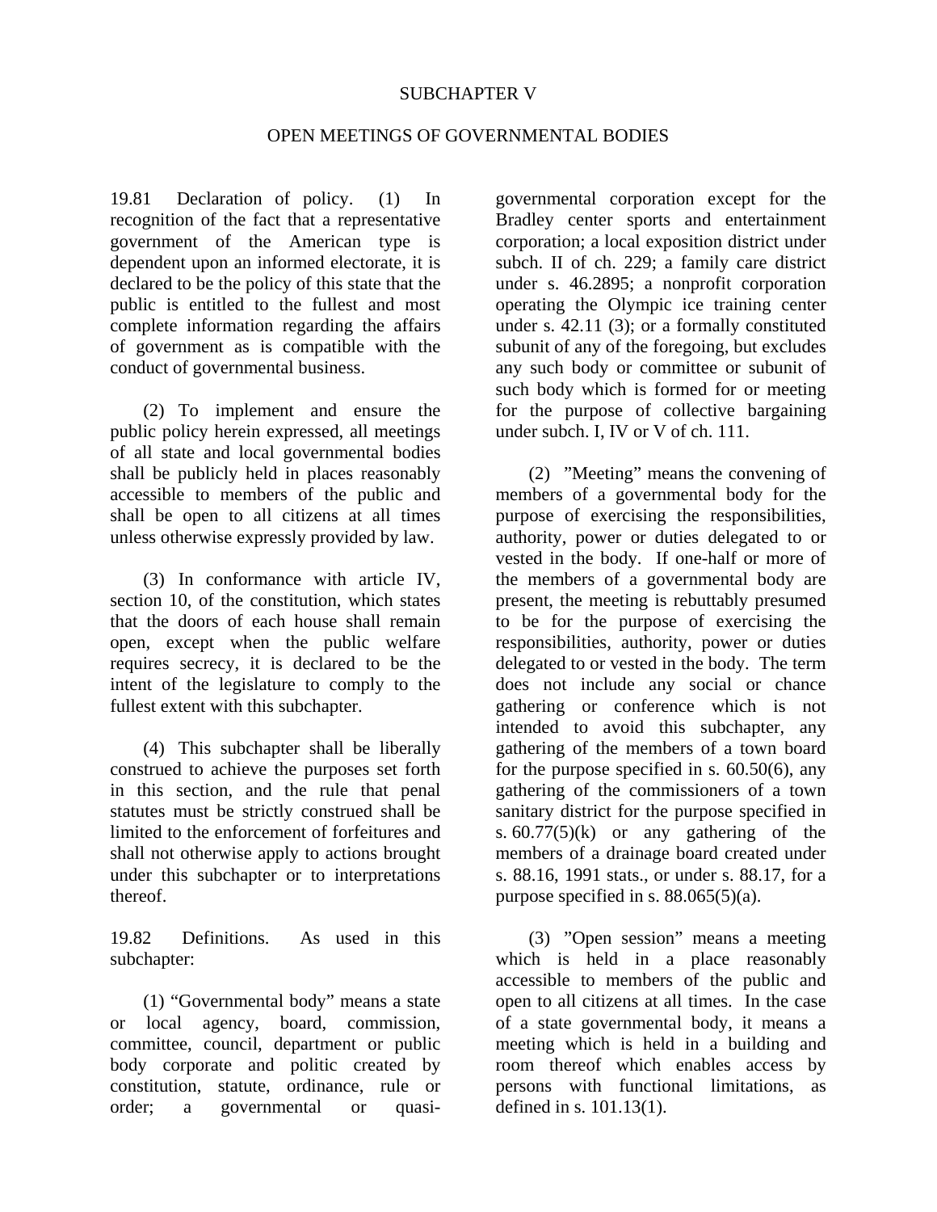# SUBCHAPTER V

## OPEN MEETINGS OF GOVERNMENTAL BODIES

19.81 Declaration of policy. (1) In recognition of the fact that a representative government of the American type is dependent upon an informed electorate, it is declared to be the policy of this state that the public is entitled to the fullest and most complete information regarding the affairs of government as is compatible with the conduct of governmental business.

(2) To implement and ensure the public policy herein expressed, all meetings of all state and local governmental bodies shall be publicly held in places reasonably accessible to members of the public and shall be open to all citizens at all times unless otherwise expressly provided by law.

(3) In conformance with article IV, section 10, of the constitution, which states that the doors of each house shall remain open, except when the public welfare requires secrecy, it is declared to be the intent of the legislature to comply to the fullest extent with this subchapter.

(4) This subchapter shall be liberally construed to achieve the purposes set forth in this section, and the rule that penal statutes must be strictly construed shall be limited to the enforcement of forfeitures and shall not otherwise apply to actions brought under this subchapter or to interpretations thereof.

19.82 Definitions. As used in this subchapter:

(1) "Governmental body" means a state or local agency, board, commission, committee, council, department or public body corporate and politic created by constitution, statute, ordinance, rule or order; a governmental or quasi-governmental corporation except for the Bradley center sports and entertainment corporation; a local exposition district under subch. II of ch. 229; a family care district under s. 46.2895; a nonprofit corporation operating the Olympic ice training center under s. 42.11 (3); or a formally constituted subunit of any of the foregoing, but excludes any such body or committee or subunit of such body which is formed for or meeting for the purpose of collective bargaining under subch. I, IV or V of ch. 111.

(2) "Meeting" means the convening of members of a governmental body for the purpose of exercising the responsibilities, authority, power or duties delegated to or vested in the body. If one-half or more of the members of a governmental body are present, the meeting is rebuttably presumed to be for the purpose of exercising the responsibilities, authority, power or duties delegated to or vested in the body. The term does not include any social or chance gathering or conference which is not intended to avoid this subchapter, any gathering of the members of a town board for the purpose specified in s. 60.50(6), any gathering of the commissioners of a town sanitary district for the purpose specified in s. 60.77(5)(k) or any gathering of the members of a drainage board created under s. 88.16, 1991 stats., or under s. 88.17, for a purpose specified in s. 88.065(5)(a).

(3) "Open session" means a meeting which is held in a place reasonably accessible to members of the public and open to all citizens at all times. In the case of a state governmental body, it means a meeting which is held in a building and room thereof which enables access by persons with functional limitations, as defined in s. 101.13(1).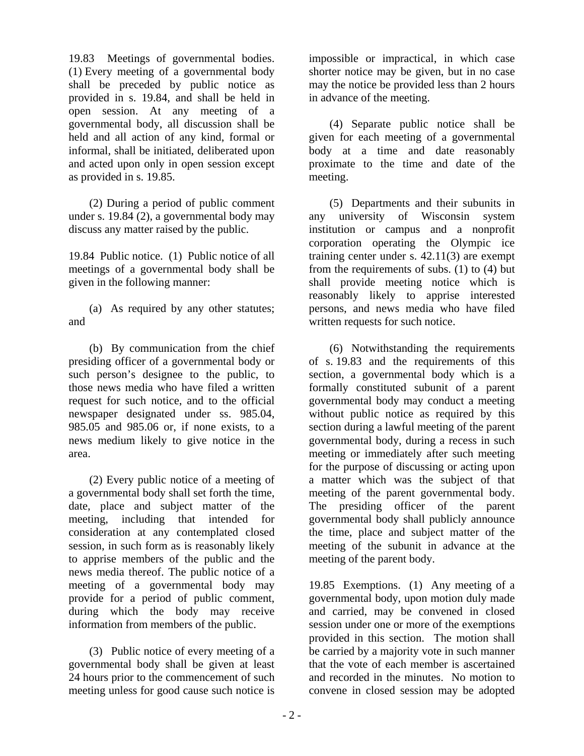19.83 Meetings of governmental bodies. (1) Every meeting of a governmental body shall be preceded by public notice as provided in s. 19.84, and shall be held in open session. At any meeting of a governmental body, all discussion shall be held and all action of any kind, formal or informal, shall be initiated, deliberated upon and acted upon only in open session except as provided in s. 19.85.

(2) During a period of public comment under s. 19.84 (2), a governmental body may discuss any matter raised by the public.

19.84 Public notice. (1) Public notice of all meetings of a governmental body shall be given in the following manner:

(a) As required by any other statutes; and

(b) By communication from the chief presiding officer of a governmental body or such person's designee to the public, to those news media who have filed a written request for such notice, and to the official newspaper designated under ss. 985.04, 985.05 and 985.06 or, if none exists, to a news medium likely to give notice in the area.

(2) Every public notice of a meeting of a governmental body shall set forth the time, date, place and subject matter of the meeting, including that intended for consideration at any contemplated closed session, in such form as is reasonably likely to apprise members of the public and the news media thereof. The public notice of a meeting of a governmental body may provide for a period of public comment, during which the body may receive information from members of the public.

(3) Public notice of every meeting of a governmental body shall be given at least 24 hours prior to the commencement of such meeting unless for good cause such notice is impossible or impractical, in which case shorter notice may be given, but in no case may the notice be provided less than 2 hours in advance of the meeting.

(4) Separate public notice shall be given for each meeting of a governmental body at a time and date reasonably proximate to the time and date of the meeting.

(5) Departments and their subunits in any university of Wisconsin system institution or campus and a nonprofit corporation operating the Olympic ice training center under s. 42.11(3) are exempt from the requirements of subs. (1) to (4) but shall provide meeting notice which is reasonably likely to apprise interested persons, and news media who have filed written requests for such notice.

(6) Notwithstanding the requirements of s. 19.83 and the requirements of this section, a governmental body which is a formally constituted subunit of a parent governmental body may conduct a meeting without public notice as required by this section during a lawful meeting of the parent governmental body, during a recess in such meeting or immediately after such meeting for the purpose of discussing or acting upon a matter which was the subject of that meeting of the parent governmental body. The presiding officer of the parent governmental body shall publicly announce the time, place and subject matter of the meeting of the subunit in advance at the meeting of the parent body.

19.85 Exemptions. (1) Any meeting of a governmental body, upon motion duly made and carried, may be convened in closed session under one or more of the exemptions provided in this section. The motion shall be carried by a majority vote in such manner that the vote of each member is ascertained and recorded in the minutes. No motion to convene in closed session may be adopted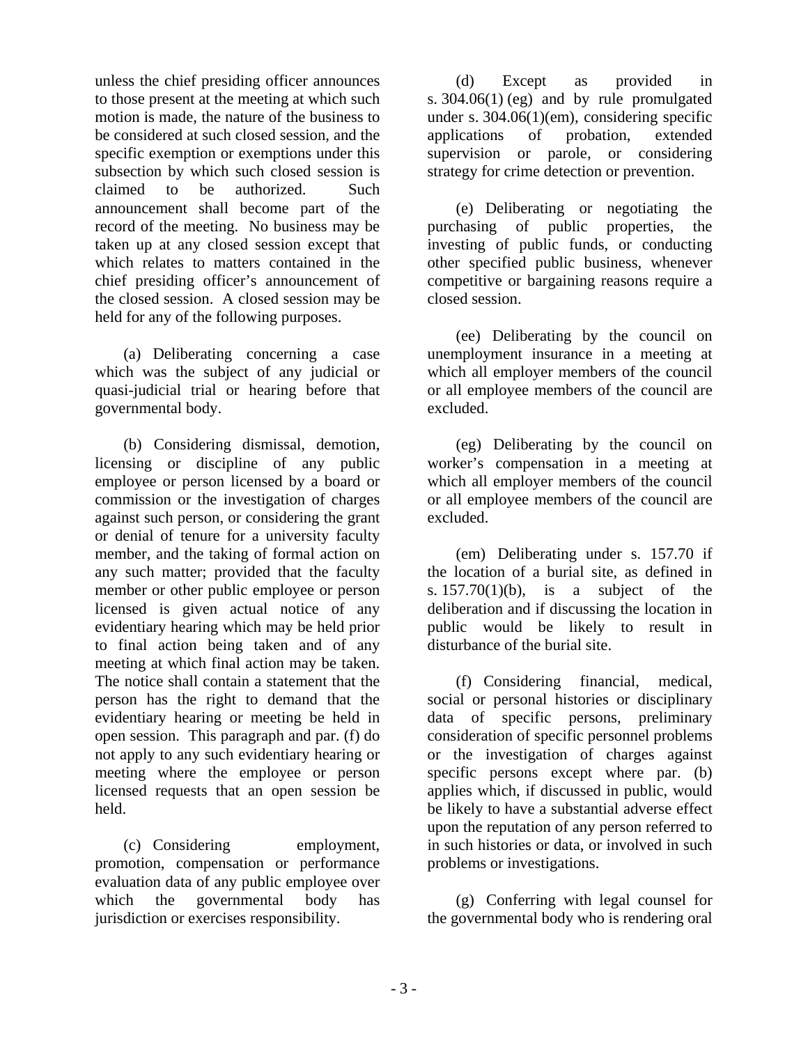unless the chief presiding officer announces to those present at the meeting at which such motion is made, the nature of the business to be considered at such closed session, and the specific exemption or exemptions under this subsection by which such closed session is claimed to be authorized. Such announcement shall become part of the record of the meeting. No business may be taken up at any closed session except that which relates to matters contained in the chief presiding officer's announcement of the closed session. A closed session may be held for any of the following purposes.

(a) Deliberating concerning a case which was the subject of any judicial or quasi-judicial trial or hearing before that governmental body.

(b) Considering dismissal, demotion, licensing or discipline of any public employee or person licensed by a board or commission or the investigation of charges against such person, or considering the grant or denial of tenure for a university faculty member, and the taking of formal action on any such matter; provided that the faculty member or other public employee or person licensed is given actual notice of any evidentiary hearing which may be held prior to final action being taken and of any meeting at which final action may be taken. The notice shall contain a statement that the person has the right to demand that the evidentiary hearing or meeting be held in open session. This paragraph and par. (f) do not apply to any such evidentiary hearing or meeting where the employee or person licensed requests that an open session be held.

(c) Considering employment, promotion, compensation or performance evaluation data of any public employee over which the governmental body has jurisdiction or exercises responsibility.

(d) Except as provided in s. 304.06(1) (eg) and by rule promulgated under s. 304.06(1)(em), considering specific applications of probation, extended supervision or parole, or considering strategy for crime detection or prevention.

(e) Deliberating or negotiating the purchasing of public properties, the investing of public funds, or conducting other specified public business, whenever competitive or bargaining reasons require a closed session.

(ee) Deliberating by the council on unemployment insurance in a meeting at which all employer members of the council or all employee members of the council are excluded.

(eg) Deliberating by the council on worker's compensation in a meeting at which all employer members of the council or all employee members of the council are excluded.

(em) Deliberating under s. 157.70 if the location of a burial site, as defined in s. 157.70(1)(b), is a subject of the deliberation and if discussing the location in public would be likely to result in disturbance of the burial site.

(f) Considering financial, medical, social or personal histories or disciplinary data of specific persons, preliminary consideration of specific personnel problems or the investigation of charges against specific persons except where par. (b) applies which, if discussed in public, would be likely to have a substantial adverse effect upon the reputation of any person referred to in such histories or data, or involved in such problems or investigations.

(g) Conferring with legal counsel for the governmental body who is rendering oral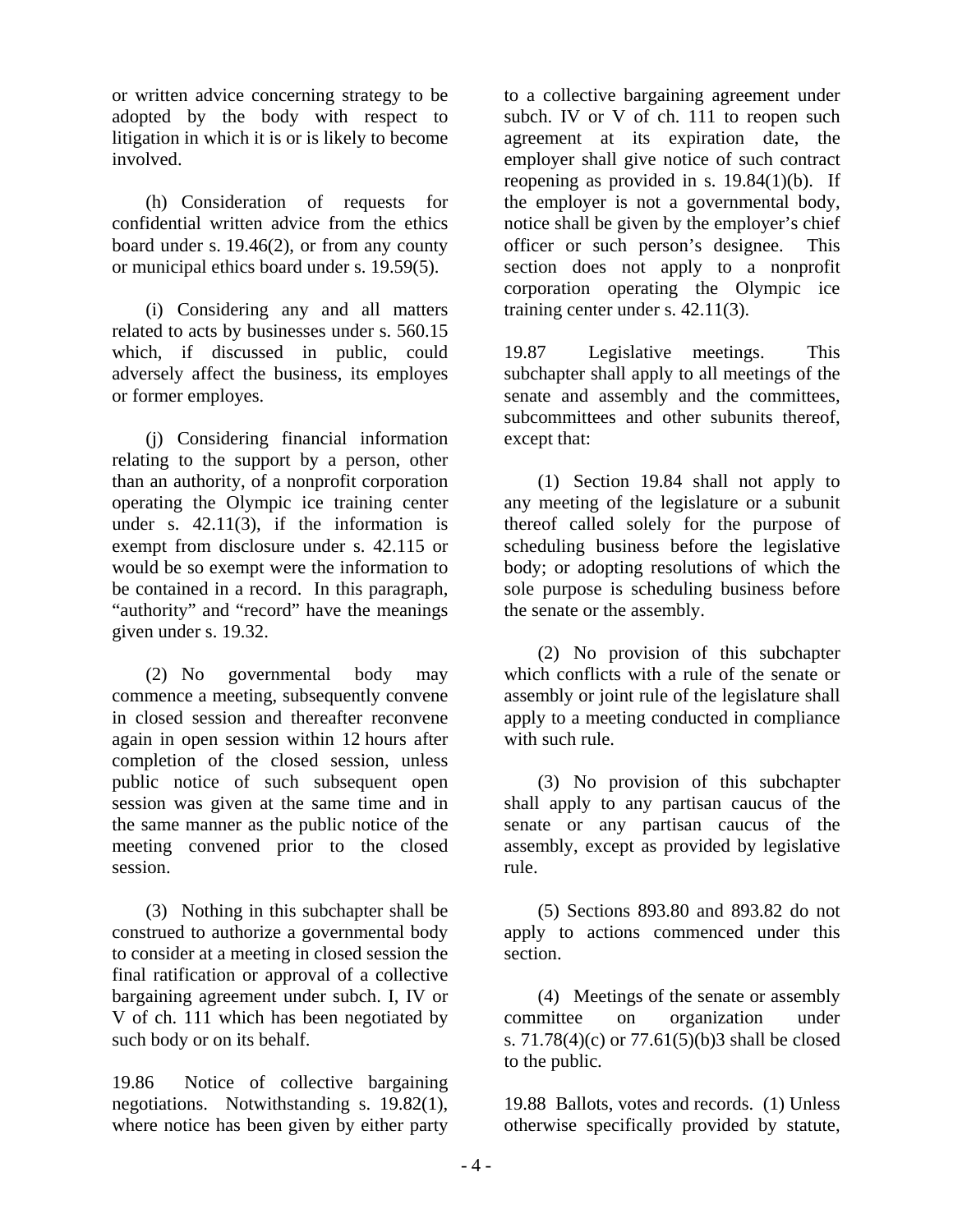or written advice concerning strategy to be adopted by the body with respect to litigation in which it is or is likely to become involved.

(h) Consideration of requests for confidential written advice from the ethics board under s. 19.46(2), or from any county or municipal ethics board under s. 19.59(5).

(i) Considering any and all matters related to acts by businesses under s. 560.15 which, if discussed in public, could adversely affect the business, its employes or former employes.

(j) Considering financial information relating to the support by a person, other than an authority, of a nonprofit corporation operating the Olympic ice training center under s. 42.11(3), if the information is exempt from disclosure under s. 42.115 or would be so exempt were the information to be contained in a record. In this paragraph, "authority" and "record" have the meanings given under s. 19.32.

(2) No governmental body may commence a meeting, subsequently convene in closed session and thereafter reconvene again in open session within 12 hours after completion of the closed session, unless public notice of such subsequent open session was given at the same time and in the same manner as the public notice of the meeting convened prior to the closed session.

(3) Nothing in this subchapter shall be construed to authorize a governmental body to consider at a meeting in closed session the final ratification or approval of a collective bargaining agreement under subch. I, IV or V of ch. 111 which has been negotiated by such body or on its behalf.

19.86 Notice of collective bargaining negotiations. Notwithstanding s. 19.82(1), where notice has been given by either party to a collective bargaining agreement under subch. IV or V of ch. 111 to reopen such agreement at its expiration date, the employer shall give notice of such contract reopening as provided in s. 19.84(1)(b). If the employer is not a governmental body, notice shall be given by the employer's chief officer or such person's designee. This section does not apply to a nonprofit corporation operating the Olympic ice training center under s. 42.11(3).

19.87 Legislative meetings. This subchapter shall apply to all meetings of the senate and assembly and the committees, subcommittees and other subunits thereof, except that:

(1) Section 19.84 shall not apply to any meeting of the legislature or a subunit thereof called solely for the purpose of scheduling business before the legislative body; or adopting resolutions of which the sole purpose is scheduling business before the senate or the assembly.

(2) No provision of this subchapter which conflicts with a rule of the senate or assembly or joint rule of the legislature shall apply to a meeting conducted in compliance with such rule.

(3) No provision of this subchapter shall apply to any partisan caucus of the senate or any partisan caucus of the assembly, except as provided by legislative rule.

(5) Sections 893.80 and 893.82 do not apply to actions commenced under this section.

(4) Meetings of the senate or assembly committee on organization under s. 71.78(4)(c) or 77.61(5)(b)3 shall be closed to the public.

19.88 Ballots, votes and records. (1) Unless otherwise specifically provided by statute,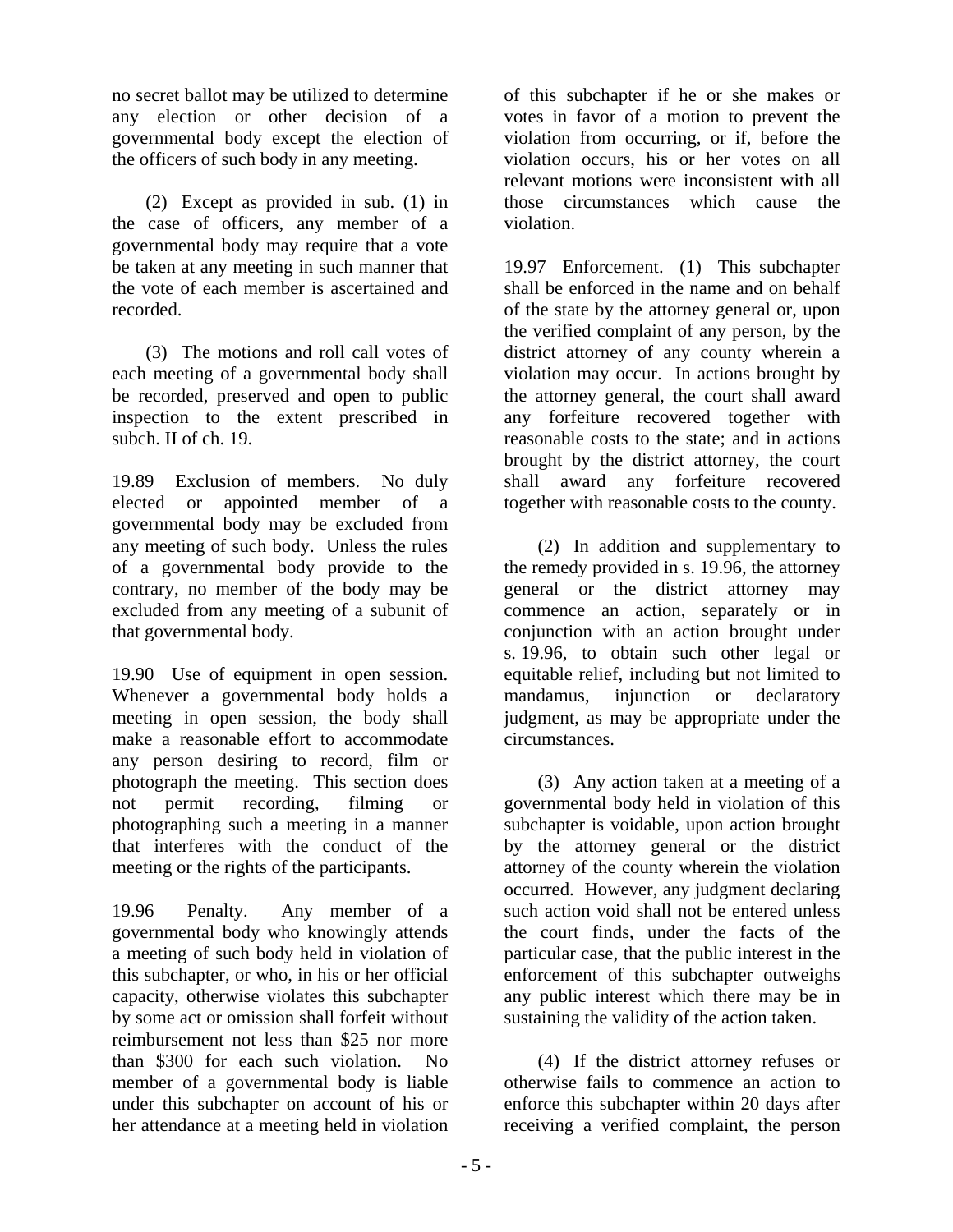no secret ballot may be utilized to determine any election or other decision of a governmental body except the election of the officers of such body in any meeting.

(2) Except as provided in sub. (1) in the case of officers, any member of a governmental body may require that a vote be taken at any meeting in such manner that the vote of each member is ascertained and recorded.

(3) The motions and roll call votes of each meeting of a governmental body shall be recorded, preserved and open to public inspection to the extent prescribed in subch. II of ch. 19.

19.89 Exclusion of members. No duly elected or appointed member of a governmental body may be excluded from any meeting of such body. Unless the rules of a governmental body provide to the contrary, no member of the body may be excluded from any meeting of a subunit of that governmental body.

19.90 Use of equipment in open session. Whenever a governmental body holds a meeting in open session, the body shall make a reasonable effort to accommodate any person desiring to record, film or photograph the meeting. This section does not permit recording, filming or photographing such a meeting in a manner that interferes with the conduct of the meeting or the rights of the participants.

19.96 Penalty. Any member of a governmental body who knowingly attends a meeting of such body held in violation of this subchapter, or who, in his or her official capacity, otherwise violates this subchapter by some act or omission shall forfeit without reimbursement not less than $25 nor more than $300 for each such violation. No member of a governmental body is liable under this subchapter on account of his or her attendance at a meeting held in violation of this subchapter if he or she makes or votes in favor of a motion to prevent the violation from occurring, or if, before the violation occurs, his or her votes on all relevant motions were inconsistent with all those circumstances which cause the violation.

19.97 Enforcement. (1) This subchapter shall be enforced in the name and on behalf of the state by the attorney general or, upon the verified complaint of any person, by the district attorney of any county wherein a violation may occur. In actions brought by the attorney general, the court shall award any forfeiture recovered together with reasonable costs to the state; and in actions brought by the district attorney, the court shall award any forfeiture recovered together with reasonable costs to the county.

(2) In addition and supplementary to the remedy provided in s. 19.96, the attorney general or the district attorney may commence an action, separately or in conjunction with an action brought under s. 19.96, to obtain such other legal or equitable relief, including but not limited to mandamus, injunction or declaratory judgment, as may be appropriate under the circumstances.

(3) Any action taken at a meeting of a governmental body held in violation of this subchapter is voidable, upon action brought by the attorney general or the district attorney of the county wherein the violation occurred. However, any judgment declaring such action void shall not be entered unless the court finds, under the facts of the particular case, that the public interest in the enforcement of this subchapter outweighs any public interest which there may be in sustaining the validity of the action taken.

(4) If the district attorney refuses or otherwise fails to commence an action to enforce this subchapter within 20 days after receiving a verified complaint, the person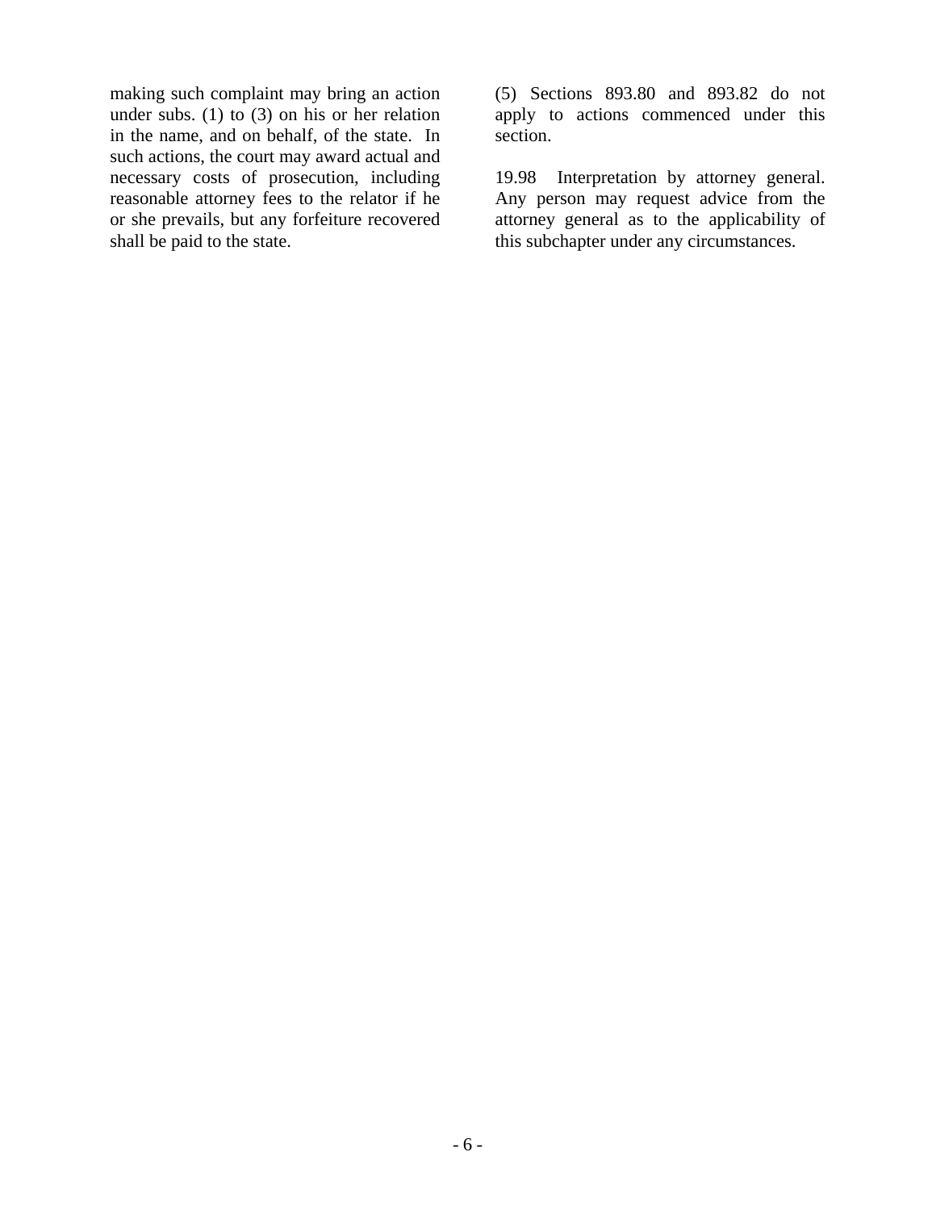making such complaint may bring an action under subs. (1) to (3) on his or her relation in the name, and on behalf, of the state. In such actions, the court may award actual and necessary costs of prosecution, including reasonable attorney fees to the relator if he or she prevails, but any forfeiture recovered shall be paid to the state.

(5) Sections 893.80 and 893.82 do not apply to actions commenced under this section.

19.98 Interpretation by attorney general. Any person may request advice from the attorney general as to the applicability of this subchapter under any circumstances.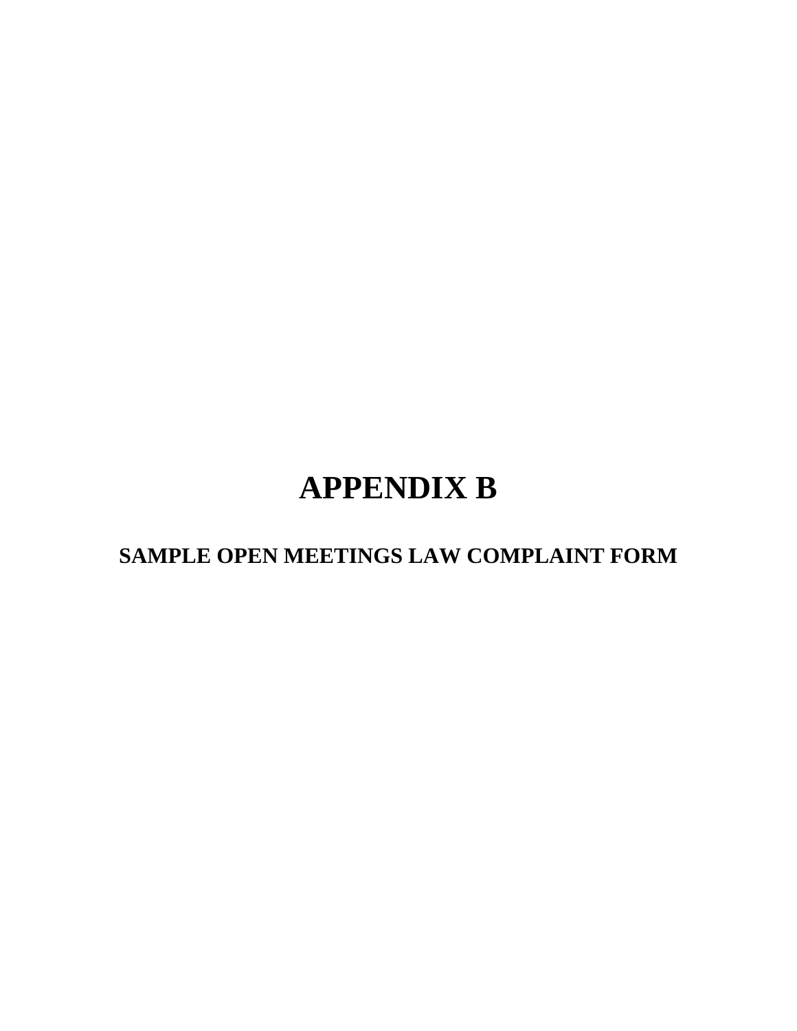# APPENDIX B

## SAMPLE OPEN MEETINGS LAW COMPLAINT FORM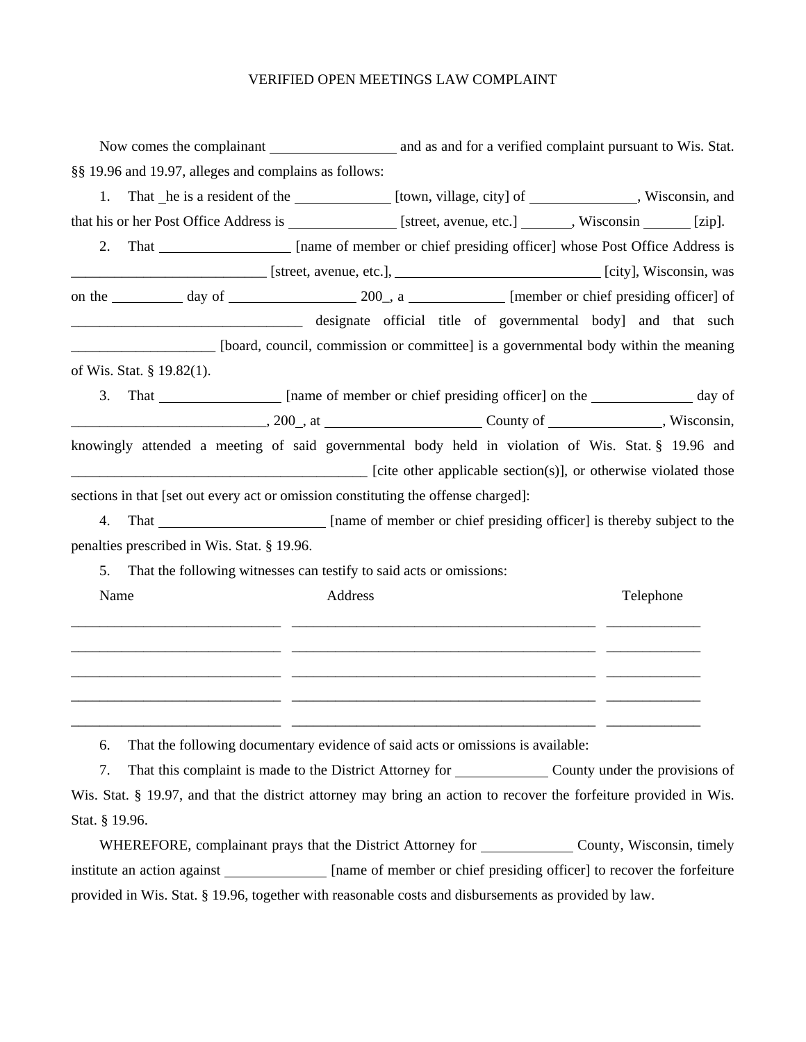VERIFIED OPEN MEETINGS LAW COMPLAINT

Now comes the complainant __________________ and as and for a verified complaint pursuant to Wis. Stat. §§ 19.96 and 19.97, alleges and complains as follows:

1. That _he is a resident of the ______________ [town, village, city] of _______________, Wisconsin, and that his or her Post Office Address is _______________ [street, avenue, etc.] _______, Wisconsin _______ [zip].

2. That __________________ [name of member or chief presiding officer] whose Post Office Address is ___________________________ [street, avenue, etc.], _____________________________ [city], Wisconsin, was on the __________ day of _________________ 200_, a ______________ [member or chief presiding officer] of _________________________________ designate official title of governmental body] and that such ____________________ [board, council, commission or committee] is a governmental body within the meaning of Wis. Stat. § 19.82(1).

3. That _________________ [name of member or chief presiding officer] on the ______________ day of ___________________________, 200_, at ______________________ County of ________________, Wisconsin, knowingly attended a meeting of said governmental body held in violation of Wis. Stat. § 19.96 and ___________________________________________ [cite other applicable section(s)], or otherwise violated those sections in that [set out every act or omission constituting the offense charged]:

4. That ________________________ [name of member or chief presiding officer] is thereby subject to the penalties prescribed in Wis. Stat. § 19.96.

5. That the following witnesses can testify to said acts or omissions:

| Name | Address | Telephone |
|---|---|---|
| ______________________________ | _____________________________________________ | _____________ |
| ______________________________ | _____________________________________________ | _____________ |
| ______________________________ | _____________________________________________ | _____________ |
| ______________________________ | _____________________________________________ | _____________ |
| ______________________________ | _____________________________________________ | _____________ |

6. That the following documentary evidence of said acts or omissions is available:

7. That this complaint is made to the District Attorney for _____________ County under the provisions of Wis. Stat. § 19.97, and that the district attorney may bring an action to recover the forfeiture provided in Wis. Stat. § 19.96.

WHEREFORE, complainant prays that the District Attorney for _____________ County, Wisconsin, timely institute an action against ______________ [name of member or chief presiding officer] to recover the forfeiture provided in Wis. Stat. § 19.96, together with reasonable costs and disbursements as provided by law.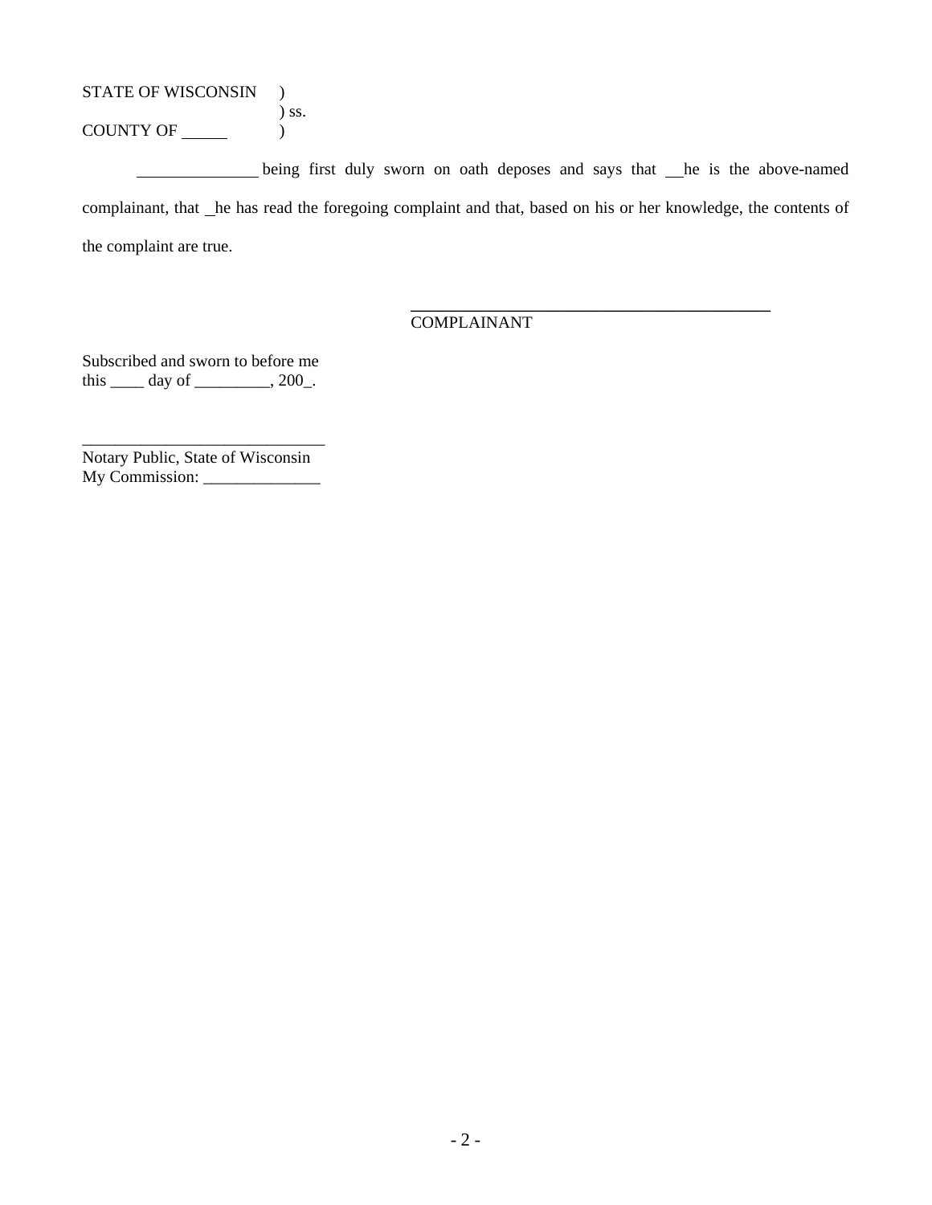STATE OF WISCONSIN )  
) ss.  
COUNTY OF ______ )

______________ being first duly sworn on oath deposes and says that __he is the above-named complainant, that _he has read the foregoing complaint and that, based on his or her knowledge, the contents of the complaint are true.

_____________________________________________  
COMPLAINANT

Subscribed and sworn to before me  
this ____ day of _________, 200_.

_____________________________  
Notary Public, State of Wisconsin  
My Commission: ______________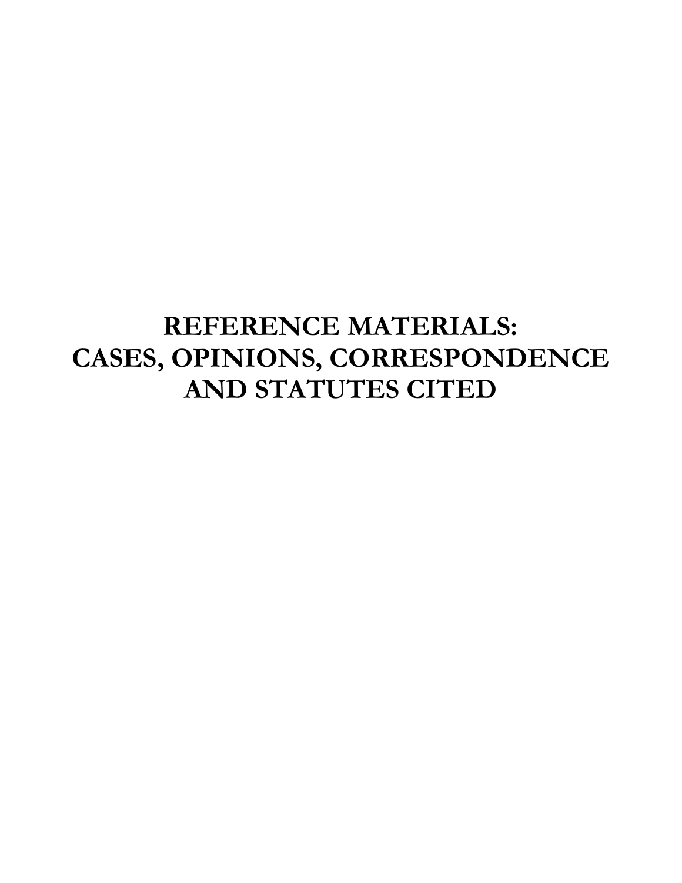# REFERENCE MATERIALS:
# CASES, OPINIONS, CORRESPONDENCE
# AND STATUTES CITED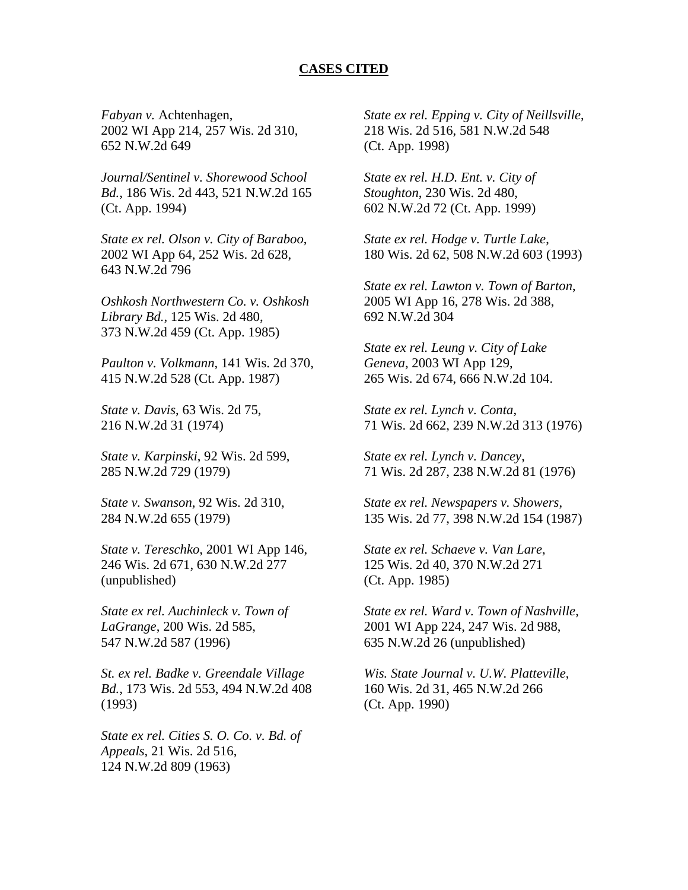**CASES CITED**

*Fabyan v.* Achtenhagen, 2002 WI App 214, 257 Wis. 2d 310, 652 N.W.2d 649

*Journal/Sentinel v. Shorewood School Bd.*, 186 Wis. 2d 443, 521 N.W.2d 165 (Ct. App. 1994)

*State ex rel. Olson v. City of Baraboo*, 2002 WI App 64, 252 Wis. 2d 628, 643 N.W.2d 796

*Oshkosh Northwestern Co. v. Oshkosh Library Bd.*, 125 Wis. 2d 480, 373 N.W.2d 459 (Ct. App. 1985)

*Paulton v. Volkmann*, 141 Wis. 2d 370, 415 N.W.2d 528 (Ct. App. 1987)

*State v. Davis*, 63 Wis. 2d 75, 216 N.W.2d 31 (1974)

*State v. Karpinski*, 92 Wis. 2d 599, 285 N.W.2d 729 (1979)

*State v. Swanson*, 92 Wis. 2d 310, 284 N.W.2d 655 (1979)

*State v. Tereschko*, 2001 WI App 146, 246 Wis. 2d 671, 630 N.W.2d 277 (unpublished)

*State ex rel. Auchinleck v. Town of LaGrange*, 200 Wis. 2d 585, 547 N.W.2d 587 (1996)

*St. ex rel. Badke v. Greendale Village Bd.*, 173 Wis. 2d 553, 494 N.W.2d 408 (1993)

*State ex rel. Cities S. O. Co. v. Bd. of Appeals*, 21 Wis. 2d 516, 124 N.W.2d 809 (1963)

*State ex rel. Epping v. City of Neillsville*, 218 Wis. 2d 516, 581 N.W.2d 548 (Ct. App. 1998)

*State ex rel. H.D. Ent. v. City of Stoughton*, 230 Wis. 2d 480, 602 N.W.2d 72 (Ct. App. 1999)

*State ex rel. Hodge v. Turtle Lake*, 180 Wis. 2d 62, 508 N.W.2d 603 (1993)

*State ex rel. Lawton v. Town of Barton*, 2005 WI App 16, 278 Wis. 2d 388, 692 N.W.2d 304

*State ex rel. Leung v. City of Lake Geneva*, 2003 WI App 129, 265 Wis. 2d 674, 666 N.W.2d 104.

*State ex rel. Lynch v. Conta*, 71 Wis. 2d 662, 239 N.W.2d 313 (1976)

*State ex rel. Lynch v. Dancey*, 71 Wis. 2d 287, 238 N.W.2d 81 (1976)

*State ex rel. Newspapers v. Showers*, 135 Wis. 2d 77, 398 N.W.2d 154 (1987)

*State ex rel. Schaeve v. Van Lare*, 125 Wis. 2d 40, 370 N.W.2d 271 (Ct. App. 1985)

*State ex rel. Ward v. Town of Nashville*, 2001 WI App 224, 247 Wis. 2d 988, 635 N.W.2d 26 (unpublished)

*Wis. State Journal v. U.W. Platteville*, 160 Wis. 2d 31, 465 N.W.2d 266 (Ct. App. 1990)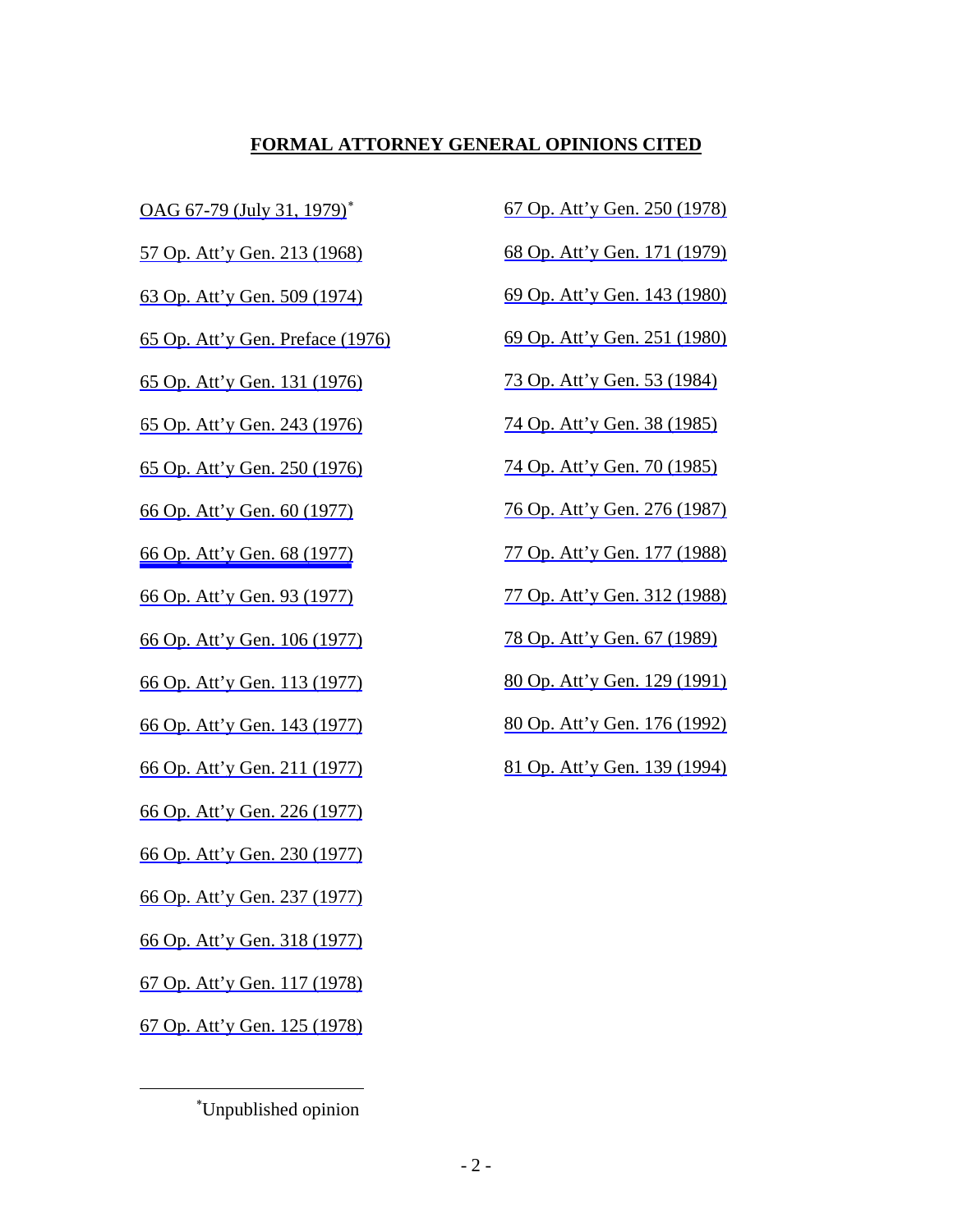## **FORMAL ATTORNEY GENERAL OPINIONS CITED**

OAG 67-79 (July 31, 1979)*

57 Op. Att'y Gen. 213 (1968)

63 Op. Att'y Gen. 509 (1974)

65 Op. Att'y Gen. Preface (1976)

65 Op. Att'y Gen. 131 (1976)

65 Op. Att'y Gen. 243 (1976)

65 Op. Att'y Gen. 250 (1976)

66 Op. Att'y Gen. 60 (1977)

66 Op. Att'y Gen. 68 (1977)

66 Op. Att'y Gen. 93 (1977)

66 Op. Att'y Gen. 106 (1977)

66 Op. Att'y Gen. 113 (1977)

66 Op. Att'y Gen. 143 (1977)

66 Op. Att'y Gen. 211 (1977)

66 Op. Att'y Gen. 226 (1977)

66 Op. Att'y Gen. 230 (1977)

66 Op. Att'y Gen. 237 (1977)

66 Op. Att'y Gen. 318 (1977)

67 Op. Att'y Gen. 117 (1978)

67 Op. Att'y Gen. 125 (1978)

67 Op. Att'y Gen. 250 (1978)

68 Op. Att'y Gen. 171 (1979)

69 Op. Att'y Gen. 143 (1980)

69 Op. Att'y Gen. 251 (1980)

73 Op. Att'y Gen. 53 (1984)

74 Op. Att'y Gen. 38 (1985)

74 Op. Att'y Gen. 70 (1985)

76 Op. Att'y Gen. 276 (1987)

77 Op. Att'y Gen. 177 (1988)

77 Op. Att'y Gen. 312 (1988)

78 Op. Att'y Gen. 67 (1989)

80 Op. Att'y Gen. 129 (1991)

80 Op. Att'y Gen. 176 (1992)

81 Op. Att'y Gen. 139 (1994)

---

*Unpublished opinion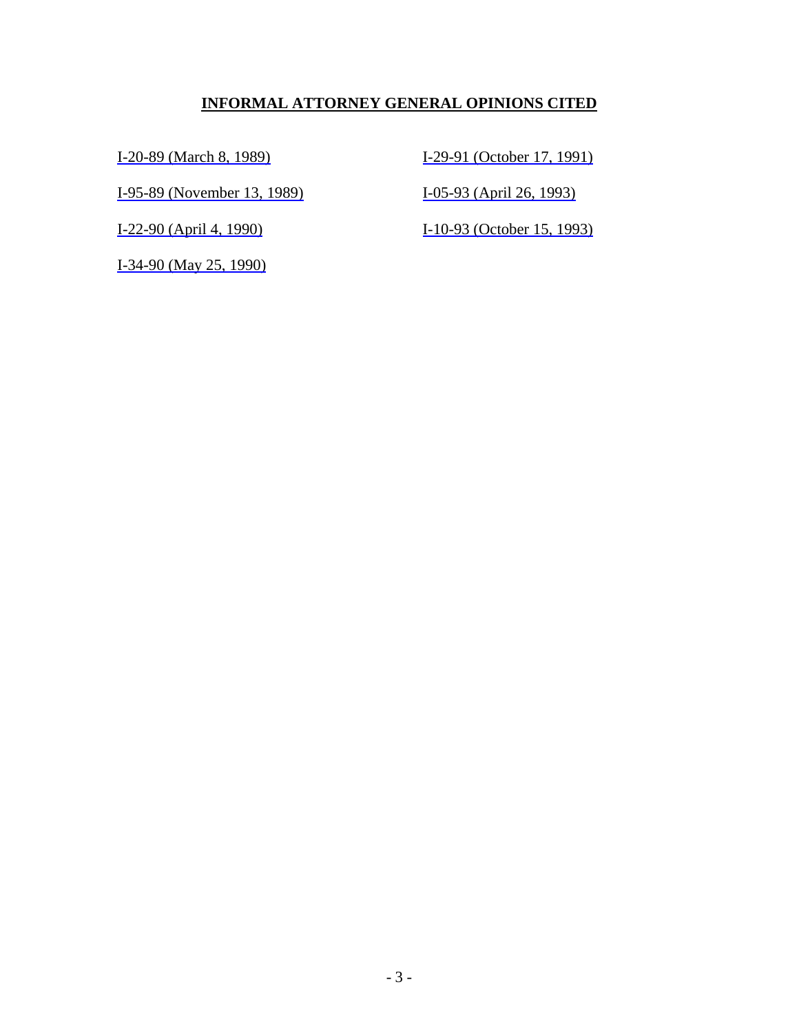## INFORMAL ATTORNEY GENERAL OPINIONS CITED

I-20-89 (March 8, 1989)

I-95-89 (November 13, 1989)

I-22-90 (April 4, 1990)

I-34-90 (May 25, 1990)

I-29-91 (October 17, 1991)

I-05-93 (April 26, 1993)

I-10-93 (October 15, 1993)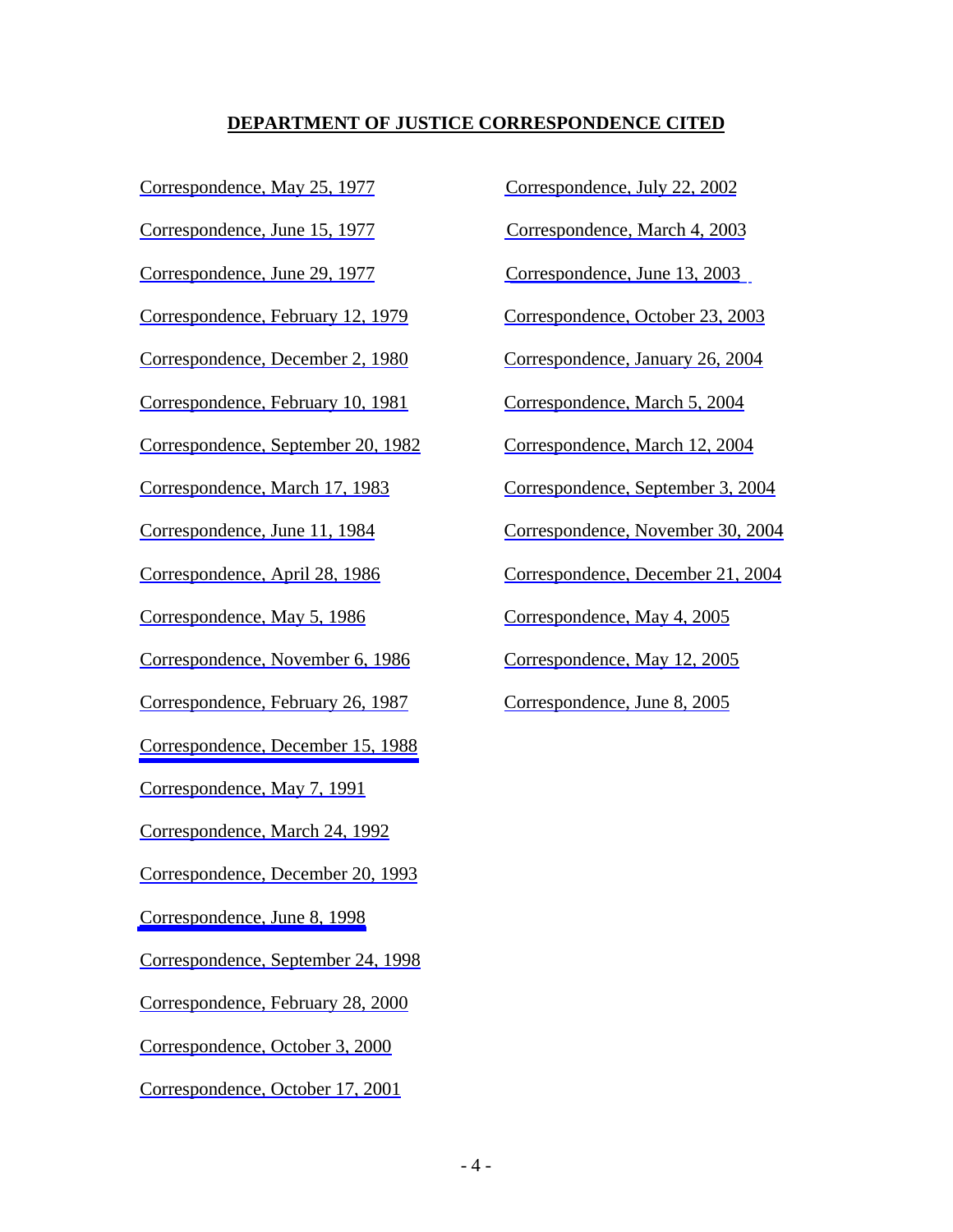**DEPARTMENT OF JUSTICE CORRESPONDENCE CITED**

Correspondence, May 25, 1977

Correspondence, June 15, 1977

Correspondence, June 29, 1977

Correspondence, February 12, 1979

Correspondence, December 2, 1980

Correspondence, February 10, 1981

Correspondence, September 20, 1982

Correspondence, March 17, 1983

Correspondence, June 11, 1984

Correspondence, April 28, 1986

Correspondence, May 5, 1986

Correspondence, November 6, 1986

Correspondence, February 26, 1987

Correspondence, December 15, 1988

Correspondence, May 7, 1991

Correspondence, March 24, 1992

Correspondence, December 20, 1993

Correspondence, June 8, 1998

Correspondence, September 24, 1998

Correspondence, February 28, 2000

Correspondence, October 3, 2000

Correspondence, October 17, 2001

Correspondence, July 22, 2002

Correspondence, March 4, 2003

Correspondence, June 13, 2003

Correspondence, October 23, 2003

Correspondence, January 26, 2004

Correspondence, March 5, 2004

Correspondence, March 12, 2004

Correspondence, September 3, 2004

Correspondence, November 30, 2004

Correspondence, December 21, 2004

Correspondence, May 4, 2005

Correspondence, May 12, 2005

Correspondence, June 8, 2005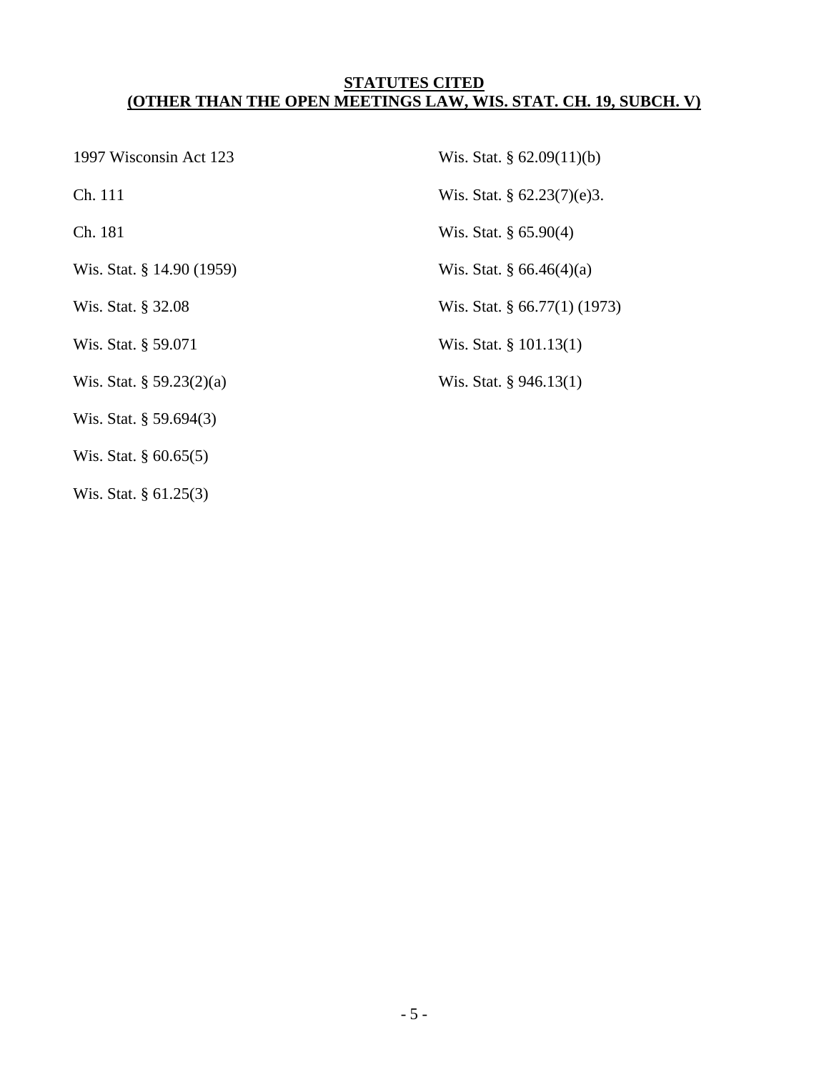## STATUTES CITED
## (OTHER THAN THE OPEN MEETINGS LAW, WIS. STAT. CH. 19, SUBCH. V)

1997 Wisconsin Act 123

Ch. 111

Ch. 181

Wis. Stat. § 14.90 (1959)

Wis. Stat. § 32.08

Wis. Stat. § 59.071

Wis. Stat. § 59.23(2)(a)

Wis. Stat. § 59.694(3)

Wis. Stat. § 60.65(5)

Wis. Stat. § 61.25(3)

Wis. Stat. § 62.09(11)(b)

Wis. Stat. § 62.23(7)(e)3.

Wis. Stat. § 65.90(4)

Wis. Stat. § 66.46(4)(a)

Wis. Stat. § 66.77(1) (1973)

Wis. Stat. § 101.13(1)

Wis. Stat. § 946.13(1)